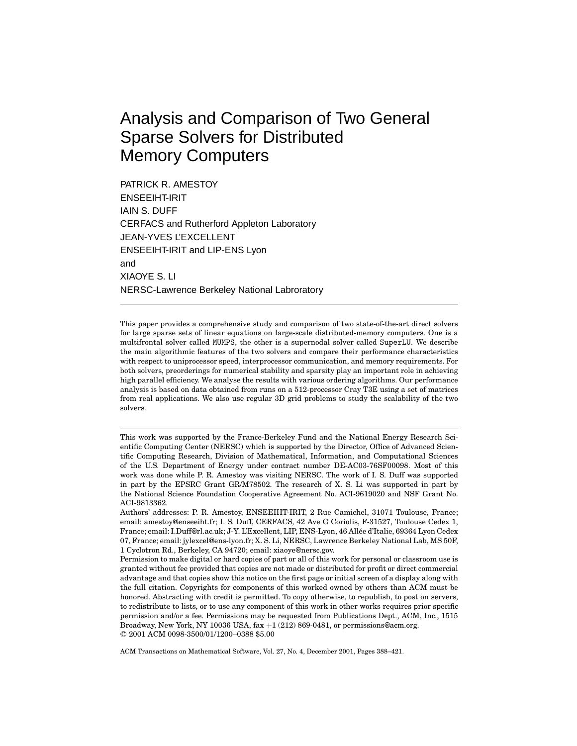# Analysis and Comparison of Two General Sparse Solvers for Distributed Memory Computers

PATRICK R. AMESTOY
ENSEEIHT-IRIT
IAIN S. DUFF
CERFACS and Rutherford Appleton Laboratory
JEAN-YVES L'EXCELLENT
ENSEEIHT-IRIT and LIP-ENS Lyon
and
XIAOYE S. LI
NERSC-Lawrence Berkeley National Labroratory

---

This paper provides a comprehensive study and comparison of two state-of-the-art direct solvers for large sparse sets of linear equations on large-scale distributed-memory computers. One is a multifrontal solver called MUMPS, the other is a supernodal solver called SuperLU. We describe the main algorithmic features of the two solvers and compare their performance characteristics with respect to uniprocessor speed, interprocessor communication, and memory requirements. For both solvers, preorderings for numerical stability and sparsity play an important role in achieving high parallel efficiency. We analyse the results with various ordering algorithms. Our performance analysis is based on data obtained from runs on a 512-processor Cray T3E using a set of matrices from real applications. We also use regular 3D grid problems to study the scalability of the two solvers.

---

This work was supported by the France-Berkeley Fund and the National Energy Research Scientific Computing Center (NERSC) which is supported by the Director, Office of Advanced Scientific Computing Research, Division of Mathematical, Information, and Computational Sciences of the U.S. Department of Energy under contract number DE-AC03-76SF00098. Most of this work was done while P. R. Amestoy was visiting NERSC. The work of I. S. Duff was supported in part by the EPSRC Grant GR/M78502. The research of X. S. Li was supported in part by the National Science Foundation Cooperative Agreement No. ACI-9619020 and NSF Grant No. ACI-9813362.

Authors' addresses: P. R. Amestoy, ENSEEIHT-IRIT, 2 Rue Camichel, 31071 Toulouse, France; email: amestoy@enseeiht.fr; I. S. Duff, CERFACS, 42 Ave G Coriolis, F-31527, Toulouse Cedex 1, France; email: I.Duff@rl.ac.uk; J-Y. L'Excellent, LIP, ENS-Lyon, 46 Allée d'Italie, 69364 Lyon Cedex 07, France; email: jylexcel@ens-lyon.fr; X. S. Li, NERSC, Lawrence Berkeley National Lab, MS 50F, 1 Cyclotron Rd., Berkeley, CA 94720; email: xiaoye@nersc.gov.

Permission to make digital or hard copies of part or all of this work for personal or classroom use is granted without fee provided that copies are not made or distributed for profit or direct commercial advantage and that copies show this notice on the first page or initial screen of a display along with the full citation. Copyrights for components of this worked owned by others than ACM must be honored. Abstracting with credit is permitted. To copy otherwise, to republish, to post on servers, to redistribute to lists, or to use any component of this work in other works requires prior specific permission and/or a fee. Permissions may be requested from Publications Dept., ACM, Inc., 1515 Broadway, New York, NY 10036 USA, fax +1 (212) 869-0481, or permissions@acm.org.
© 2001 ACM 0098-3500/01/1200–0388 $5.00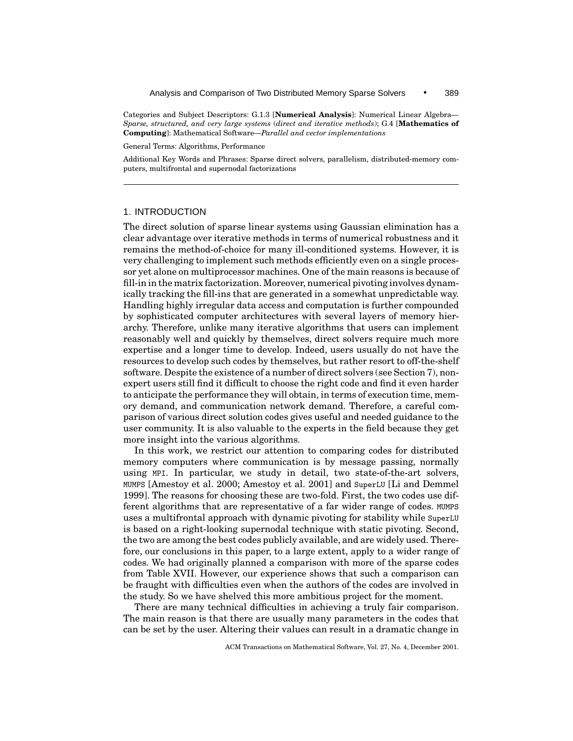Categories and Subject Descriptors: G.1.3 [**Numerical Analysis**]: Numerical Linear Algebra—*Sparse, structured, and very large systems (direct and iterative methods)*; G.4 [**Mathematics of Computing**]: Mathematical Software—*Parallel and vector implementations*

General Terms: Algorithms, Performance

Additional Key Words and Phrases: Sparse direct solvers, parallelism, distributed-memory computers, multifrontal and supernodal factorizations

## 1. INTRODUCTION

The direct solution of sparse linear systems using Gaussian elimination has a clear advantage over iterative methods in terms of numerical robustness and it remains the method-of-choice for many ill-conditioned systems. However, it is very challenging to implement such methods efficiently even on a single processor yet alone on multiprocessor machines. One of the main reasons is because of fill-in in the matrix factorization. Moreover, numerical pivoting involves dynamically tracking the fill-ins that are generated in a somewhat unpredictable way. Handling highly irregular data access and computation is further compounded by sophisticated computer architectures with several layers of memory hierarchy. Therefore, unlike many iterative algorithms that users can implement reasonably well and quickly by themselves, direct solvers require much more expertise and a longer time to develop. Indeed, users usually do not have the resources to develop such codes by themselves, but rather resort to off-the-shelf software. Despite the existence of a number of direct solvers (see Section 7), non-expert users still find it difficult to choose the right code and find it even harder to anticipate the performance they will obtain, in terms of execution time, memory demand, and communication network demand. Therefore, a careful comparison of various direct solution codes gives useful and needed guidance to the user community. It is also valuable to the experts in the field because they get more insight into the various algorithms.

In this work, we restrict our attention to comparing codes for distributed memory computers where communication is by message passing, normally using MPI. In particular, we study in detail, two state-of-the-art solvers, MUMPS [Amestoy et al. 2000; Amestoy et al. 2001] and SuperLU [Li and Demmel 1999]. The reasons for choosing these are two-fold. First, the two codes use different algorithms that are representative of a far wider range of codes. MUMPS uses a multifrontal approach with dynamic pivoting for stability while SuperLU is based on a right-looking supernodal technique with static pivoting. Second, the two are among the best codes publicly available, and are widely used. Therefore, our conclusions in this paper, to a large extent, apply to a wider range of codes. We had originally planned a comparison with more of the sparse codes from Table XVII. However, our experience shows that such a comparison can be fraught with difficulties even when the authors of the codes are involved in the study. So we have shelved this more ambitious project for the moment.

There are many technical difficulties in achieving a truly fair comparison. The main reason is that there are usually many parameters in the codes that can be set by the user. Altering their values can result in a dramatic change in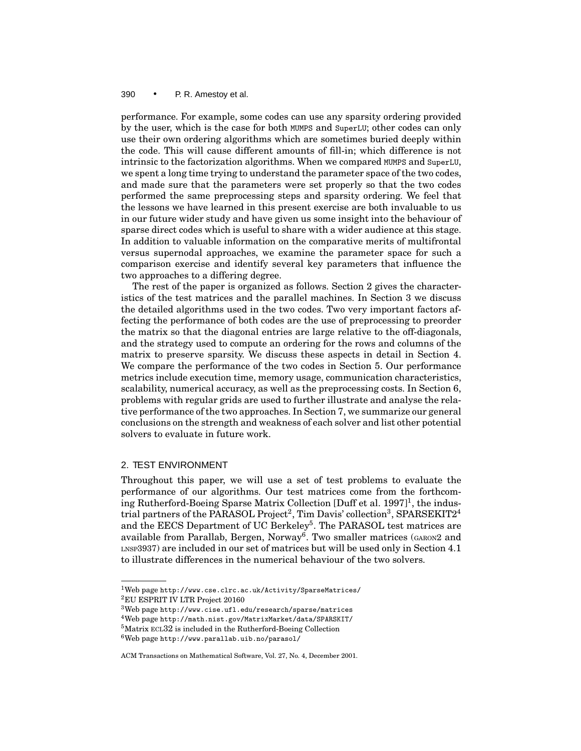performance. For example, some codes can use any sparsity ordering provided by the user, which is the case for both MUMPS and SuperLU; other codes can only use their own ordering algorithms which are sometimes buried deeply within the code. This will cause different amounts of fill-in; which difference is not intrinsic to the factorization algorithms. When we compared MUMPS and SuperLU, we spent a long time trying to understand the parameter space of the two codes, and made sure that the parameters were set properly so that the two codes performed the same preprocessing steps and sparsity ordering. We feel that the lessons we have learned in this present exercise are both invaluable to us in our future wider study and have given us some insight into the behaviour of sparse direct codes which is useful to share with a wider audience at this stage. In addition to valuable information on the comparative merits of multifrontal versus supernodal approaches, we examine the parameter space for such a comparison exercise and identify several key parameters that influence the two approaches to a differing degree.

The rest of the paper is organized as follows. Section 2 gives the characteristics of the test matrices and the parallel machines. In Section 3 we discuss the detailed algorithms used in the two codes. Two very important factors affecting the performance of both codes are the use of preprocessing to preorder the matrix so that the diagonal entries are large relative to the off-diagonals, and the strategy used to compute an ordering for the rows and columns of the matrix to preserve sparsity. We discuss these aspects in detail in Section 4. We compare the performance of the two codes in Section 5. Our performance metrics include execution time, memory usage, communication characteristics, scalability, numerical accuracy, as well as the preprocessing costs. In Section 6, problems with regular grids are used to further illustrate and analyse the relative performance of the two approaches. In Section 7, we summarize our general conclusions on the strength and weakness of each solver and list other potential solvers to evaluate in future work.

## 2. TEST ENVIRONMENT

Throughout this paper, we will use a set of test problems to evaluate the performance of our algorithms. Our test matrices come from the forthcoming Rutherford-Boeing Sparse Matrix Collection [Duff et al. 1997][1], the industrial partners of the PARASOL Project[2], Tim Davis' collection[3], SPARSEKIT2[4] and the EECS Department of UC Berkeley[5]. The PARASOL test matrices are available from Parallab, Bergen, Norway[6]. Two smaller matrices (GARON2 and LNSP3937) are included in our set of matrices but will be used only in Section 4.1 to illustrate differences in the numerical behaviour of the two solvers.

---

[1] Web page http://www.cse.clrc.ac.uk/Activity/SparseMatrices/

[2] EU ESPRIT IV LTR Project 20160

[3] Web page http://www.cise.ufl.edu/research/sparse/matrices

[4] Web page http://math.nist.gov/MatrixMarket/data/SPARSKIT/

[5] Matrix ECL32 is included in the Rutherford-Boeing Collection

[6] Web page http://www.parallab.uib.no/parasol/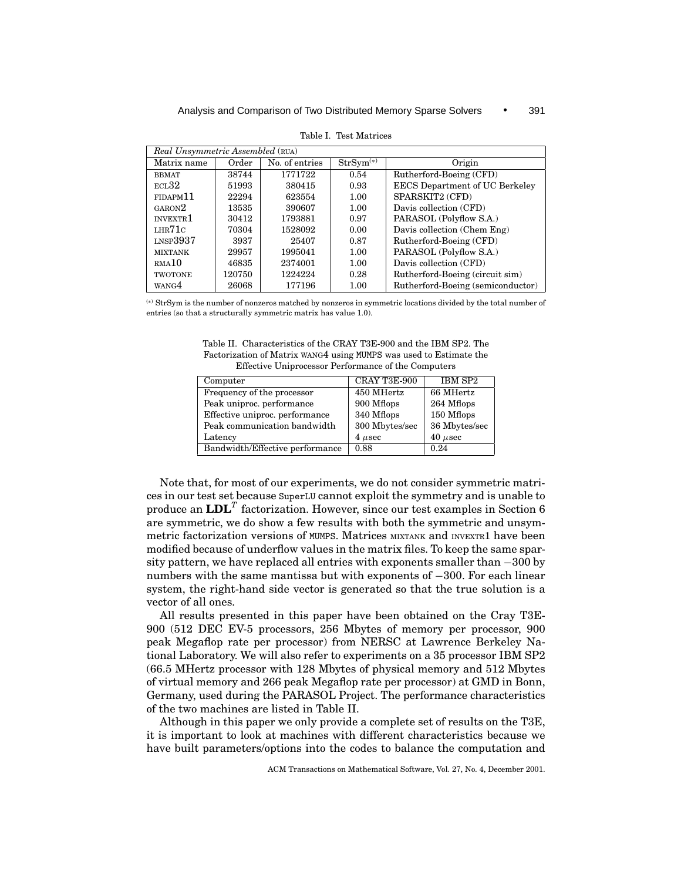Table I. Test Matrices

| *Real Unsymmetric Assembled* (RUA) | | | | |
|---|---|---|---|---|
| Matrix name | Order | No. of entries | StrSym[(*)] | Origin |
| BBMAT | 38744 | 1771722 | 0.54 | Rutherford-Boeing (CFD) |
| ECL32 | 51993 | 380415 | 0.93 | EECS Department of UC Berkeley |
| FIDAPM11 | 22294 | 623554 | 1.00 | SPARSKIT2 (CFD) |
| GARON2 | 13535 | 390607 | 1.00 | Davis collection (CFD) |
| INVEXTR1 | 30412 | 1793881 | 0.97 | PARASOL (Polyflow S.A.) |
| LHR71C | 70304 | 1528092 | 0.00 | Davis collection (Chem Eng) |
| LNSP3937 | 3937 | 25407 | 0.87 | Rutherford-Boeing (CFD) |
| MIXTANK | 29957 | 1995041 | 1.00 | PARASOL (Polyflow S.A.) |
| RMA10 | 46835 | 2374001 | 1.00 | Davis collection (CFD) |
| TWOTONE | 120750 | 1224224 | 0.28 | Rutherford-Boeing (circuit sim) |
| WANG4 | 26068 | 177196 | 1.00 | Rutherford-Boeing (semiconductor) |

[(*)] StrSym is the number of nonzeros matched by nonzeros in symmetric locations divided by the total number of entries (so that a structurally symmetric matrix has value 1.0).

Table II. Characteristics of the CRAY T3E-900 and the IBM SP2. The Factorization of Matrix WANG4 using MUMPS was used to Estimate the Effective Uniprocessor Performance of the Computers

| Computer | CRAY T3E-900 | IBM SP2 |
|---|---|---|
| Frequency of the processor | 450 MHertz | 66 MHertz |
| Peak uniproc. performance | 900 Mflops | 264 Mflops |
| Effective uniproc. performance | 340 Mflops | 150 Mflops |
| Peak communication bandwidth | 300 Mbytes/sec | 36 Mbytes/sec |
| Latency | 4 $\mu$sec | 40 $\mu$sec |
| Bandwidth/Effective performance | 0.88 | 0.24 |

Note that, for most of our experiments, we do not consider symmetric matrices in our test set because SuperLU cannot exploit the symmetry and is unable to produce an $\mathbf{LDL}^T$ factorization. However, since our test examples in Section 6 are symmetric, we do show a few results with both the symmetric and unsymmetric factorization versions of MUMPS. Matrices MIXTANK and INVEXTR1 have been modified because of underflow values in the matrix files. To keep the same sparsity pattern, we have replaced all entries with exponents smaller than $-300$ by numbers with the same mantissa but with exponents of $-300$. For each linear system, the right-hand side vector is generated so that the true solution is a vector of all ones.

All results presented in this paper have been obtained on the Cray T3E-900 (512 DEC EV-5 processors, 256 Mbytes of memory per processor, 900 peak Megaflop rate per processor) from NERSC at Lawrence Berkeley National Laboratory. We will also refer to experiments on a 35 processor IBM SP2 (66.5 MHertz processor with 128 Mbytes of physical memory and 512 Mbytes of virtual memory and 266 peak Megaflop rate per processor) at GMD in Bonn, Germany, used during the PARASOL Project. The performance characteristics of the two machines are listed in Table II.

Although in this paper we only provide a complete set of results on the T3E, it is important to look at machines with different characteristics because we have built parameters/options into the codes to balance the computation and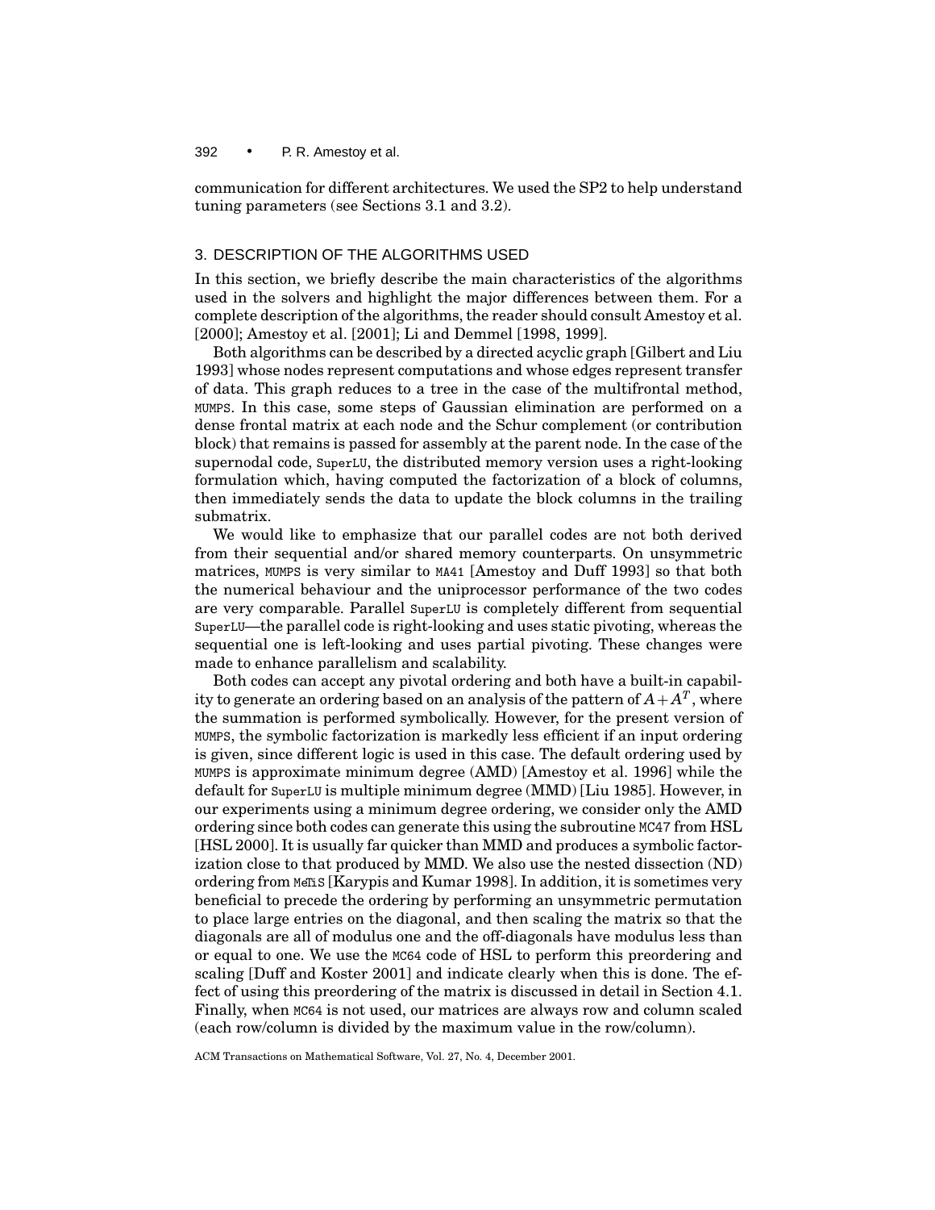communication for different architectures. We used the SP2 to help understand tuning parameters (see Sections 3.1 and 3.2).

## 3. DESCRIPTION OF THE ALGORITHMS USED

In this section, we briefly describe the main characteristics of the algorithms used in the solvers and highlight the major differences between them. For a complete description of the algorithms, the reader should consult Amestoy et al. [2000]; Amestoy et al. [2001]; Li and Demmel [1998, 1999].

Both algorithms can be described by a directed acyclic graph [Gilbert and Liu 1993] whose nodes represent computations and whose edges represent transfer of data. This graph reduces to a tree in the case of the multifrontal method, MUMPS. In this case, some steps of Gaussian elimination are performed on a dense frontal matrix at each node and the Schur complement (or contribution block) that remains is passed for assembly at the parent node. In the case of the supernodal code, SuperLU, the distributed memory version uses a right-looking formulation which, having computed the factorization of a block of columns, then immediately sends the data to update the block columns in the trailing submatrix.

We would like to emphasize that our parallel codes are not both derived from their sequential and/or shared memory counterparts. On unsymmetric matrices, MUMPS is very similar to MA41 [Amestoy and Duff 1993] so that both the numerical behaviour and the uniprocessor performance of the two codes are very comparable. Parallel SuperLU is completely different from sequential SuperLU—the parallel code is right-looking and uses static pivoting, whereas the sequential one is left-looking and uses partial pivoting. These changes were made to enhance parallelism and scalability.

Both codes can accept any pivotal ordering and both have a built-in capability to generate an ordering based on an analysis of the pattern of $A+A^T$, where the summation is performed symbolically. However, for the present version of MUMPS, the symbolic factorization is markedly less efficient if an input ordering is given, since different logic is used in this case. The default ordering used by MUMPS is approximate minimum degree (AMD) [Amestoy et al. 1996] while the default for SuperLU is multiple minimum degree (MMD) [Liu 1985]. However, in our experiments using a minimum degree ordering, we consider only the AMD ordering since both codes can generate this using the subroutine MC47 from HSL [HSL 2000]. It is usually far quicker than MMD and produces a symbolic factorization close to that produced by MMD. We also use the nested dissection (ND) ordering from MeTiS [Karypis and Kumar 1998]. In addition, it is sometimes very beneficial to precede the ordering by performing an unsymmetric permutation to place large entries on the diagonal, and then scaling the matrix so that the diagonals are all of modulus one and the off-diagonals have modulus less than or equal to one. We use the MC64 code of HSL to perform this preordering and scaling [Duff and Koster 2001] and indicate clearly when this is done. The effect of using this preordering of the matrix is discussed in detail in Section 4.1. Finally, when MC64 is not used, our matrices are always row and column scaled (each row/column is divided by the maximum value in the row/column).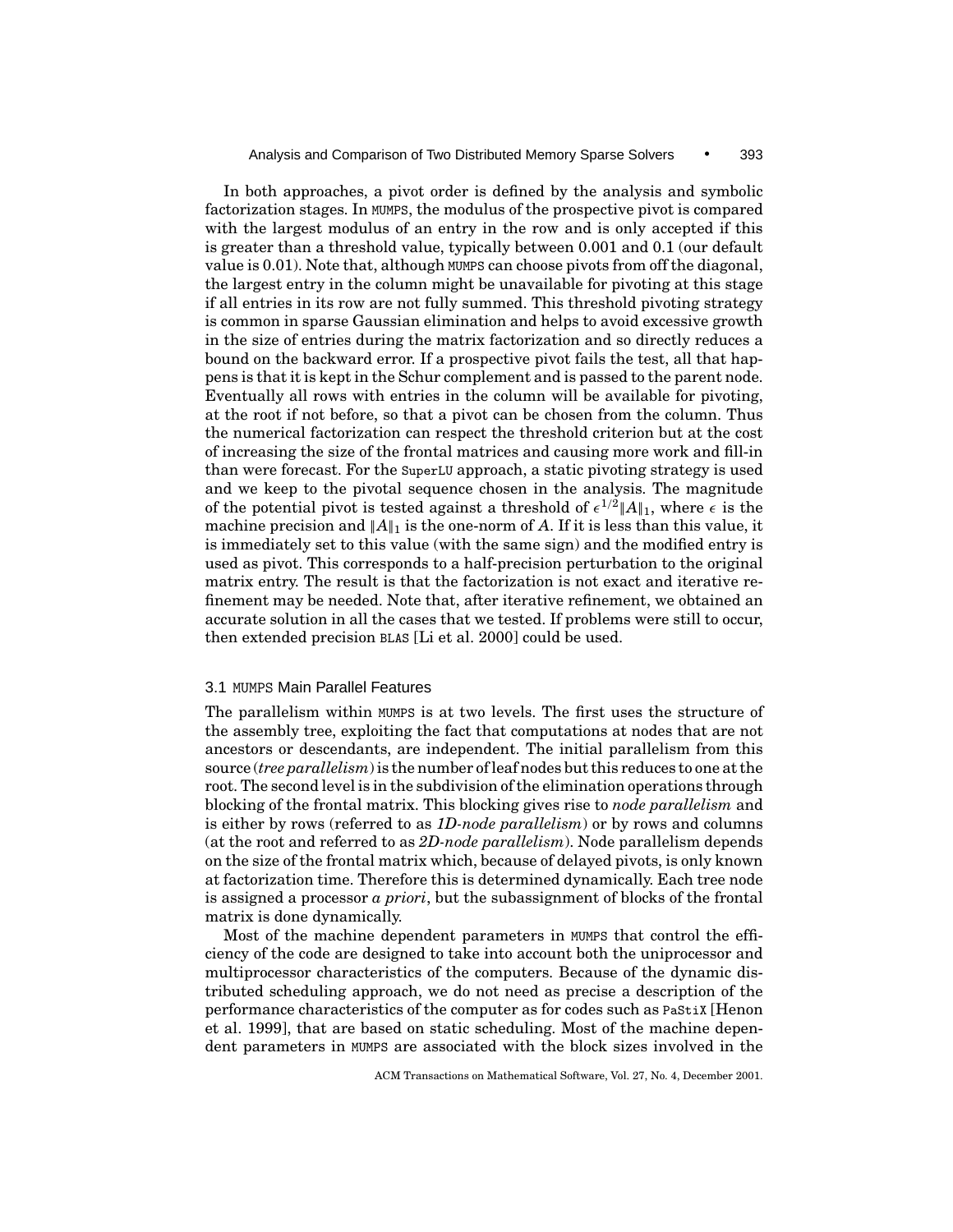In both approaches, a pivot order is defined by the analysis and symbolic factorization stages. In MUMPS, the modulus of the prospective pivot is compared with the largest modulus of an entry in the row and is only accepted if this is greater than a threshold value, typically between 0.001 and 0.1 (our default value is 0.01). Note that, although MUMPS can choose pivots from off the diagonal, the largest entry in the column might be unavailable for pivoting at this stage if all entries in its row are not fully summed. This threshold pivoting strategy is common in sparse Gaussian elimination and helps to avoid excessive growth in the size of entries during the matrix factorization and so directly reduces a bound on the backward error. If a prospective pivot fails the test, all that happens is that it is kept in the Schur complement and is passed to the parent node. Eventually all rows with entries in the column will be available for pivoting, at the root if not before, so that a pivot can be chosen from the column. Thus the numerical factorization can respect the threshold criterion but at the cost of increasing the size of the frontal matrices and causing more work and fill-in than were forecast. For the SuperLU approach, a static pivoting strategy is used and we keep to the pivotal sequence chosen in the analysis. The magnitude of the potential pivot is tested against a threshold of $\epsilon^{1/2}\|A\|_1$, where $\epsilon$ is the machine precision and $\|A\|_1$ is the one-norm of $A$. If it is less than this value, it is immediately set to this value (with the same sign) and the modified entry is used as pivot. This corresponds to a half-precision perturbation to the original matrix entry. The result is that the factorization is not exact and iterative refinement may be needed. Note that, after iterative refinement, we obtained an accurate solution in all the cases that we tested. If problems were still to occur, then extended precision BLAS [Li et al. 2000] could be used.

### 3.1 MUMPS Main Parallel Features

The parallelism within MUMPS is at two levels. The first uses the structure of the assembly tree, exploiting the fact that computations at nodes that are not ancestors or descendants, are independent. The initial parallelism from this source (*tree parallelism*) is the number of leaf nodes but this reduces to one at the root. The second level is in the subdivision of the elimination operations through blocking of the frontal matrix. This blocking gives rise to *node parallelism* and is either by rows (referred to as *1D-node parallelism*) or by rows and columns (at the root and referred to as *2D-node parallelism*). Node parallelism depends on the size of the frontal matrix which, because of delayed pivots, is only known at factorization time. Therefore this is determined dynamically. Each tree node is assigned a processor *a priori*, but the subassignment of blocks of the frontal matrix is done dynamically.

Most of the machine dependent parameters in MUMPS that control the efficiency of the code are designed to take into account both the uniprocessor and multiprocessor characteristics of the computers. Because of the dynamic distributed scheduling approach, we do not need as precise a description of the performance characteristics of the computer as for codes such as PaStiX [Henon et al. 1999], that are based on static scheduling. Most of the machine dependent parameters in MUMPS are associated with the block sizes involved in the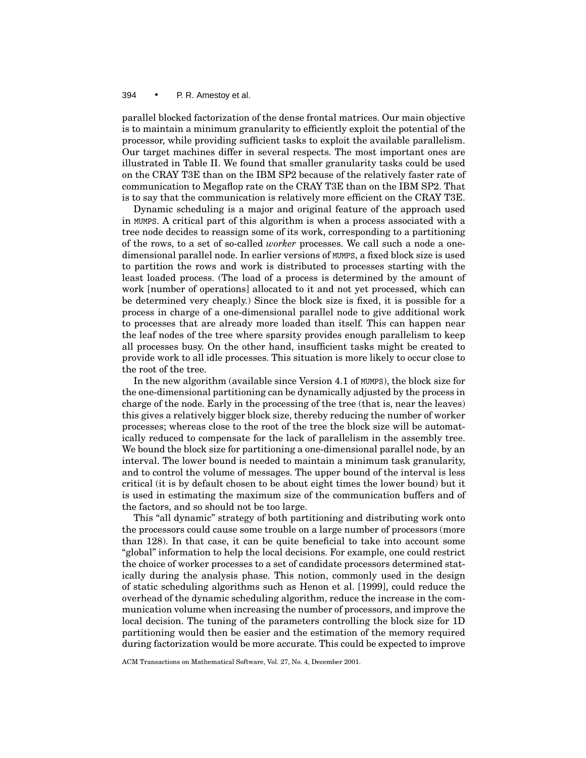parallel blocked factorization of the dense frontal matrices. Our main objective is to maintain a minimum granularity to efficiently exploit the potential of the processor, while providing sufficient tasks to exploit the available parallelism. Our target machines differ in several respects. The most important ones are illustrated in Table II. We found that smaller granularity tasks could be used on the CRAY T3E than on the IBM SP2 because of the relatively faster rate of communication to Megaflop rate on the CRAY T3E than on the IBM SP2. That is to say that the communication is relatively more efficient on the CRAY T3E.

Dynamic scheduling is a major and original feature of the approach used in MUMPS. A critical part of this algorithm is when a process associated with a tree node decides to reassign some of its work, corresponding to a partitioning of the rows, to a set of so-called *worker* processes. We call such a node a one-dimensional parallel node. In earlier versions of MUMPS, a fixed block size is used to partition the rows and work is distributed to processes starting with the least loaded process. (The load of a process is determined by the amount of work [number of operations] allocated to it and not yet processed, which can be determined very cheaply.) Since the block size is fixed, it is possible for a process in charge of a one-dimensional parallel node to give additional work to processes that are already more loaded than itself. This can happen near the leaf nodes of the tree where sparsity provides enough parallelism to keep all processes busy. On the other hand, insufficient tasks might be created to provide work to all idle processes. This situation is more likely to occur close to the root of the tree.

In the new algorithm (available since Version 4.1 of MUMPS), the block size for the one-dimensional partitioning can be dynamically adjusted by the process in charge of the node. Early in the processing of the tree (that is, near the leaves) this gives a relatively bigger block size, thereby reducing the number of worker processes; whereas close to the root of the tree the block size will be automatically reduced to compensate for the lack of parallelism in the assembly tree. We bound the block size for partitioning a one-dimensional parallel node, by an interval. The lower bound is needed to maintain a minimum task granularity, and to control the volume of messages. The upper bound of the interval is less critical (it is by default chosen to be about eight times the lower bound) but it is used in estimating the maximum size of the communication buffers and of the factors, and so should not be too large.

This "all dynamic" strategy of both partitioning and distributing work onto the processors could cause some trouble on a large number of processors (more than 128). In that case, it can be quite beneficial to take into account some "global" information to help the local decisions. For example, one could restrict the choice of worker processes to a set of candidate processors determined statically during the analysis phase. This notion, commonly used in the design of static scheduling algorithms such as Henon et al. [1999], could reduce the overhead of the dynamic scheduling algorithm, reduce the increase in the communication volume when increasing the number of processors, and improve the local decision. The tuning of the parameters controlling the block size for 1D partitioning would then be easier and the estimation of the memory required during factorization would be more accurate. This could be expected to improve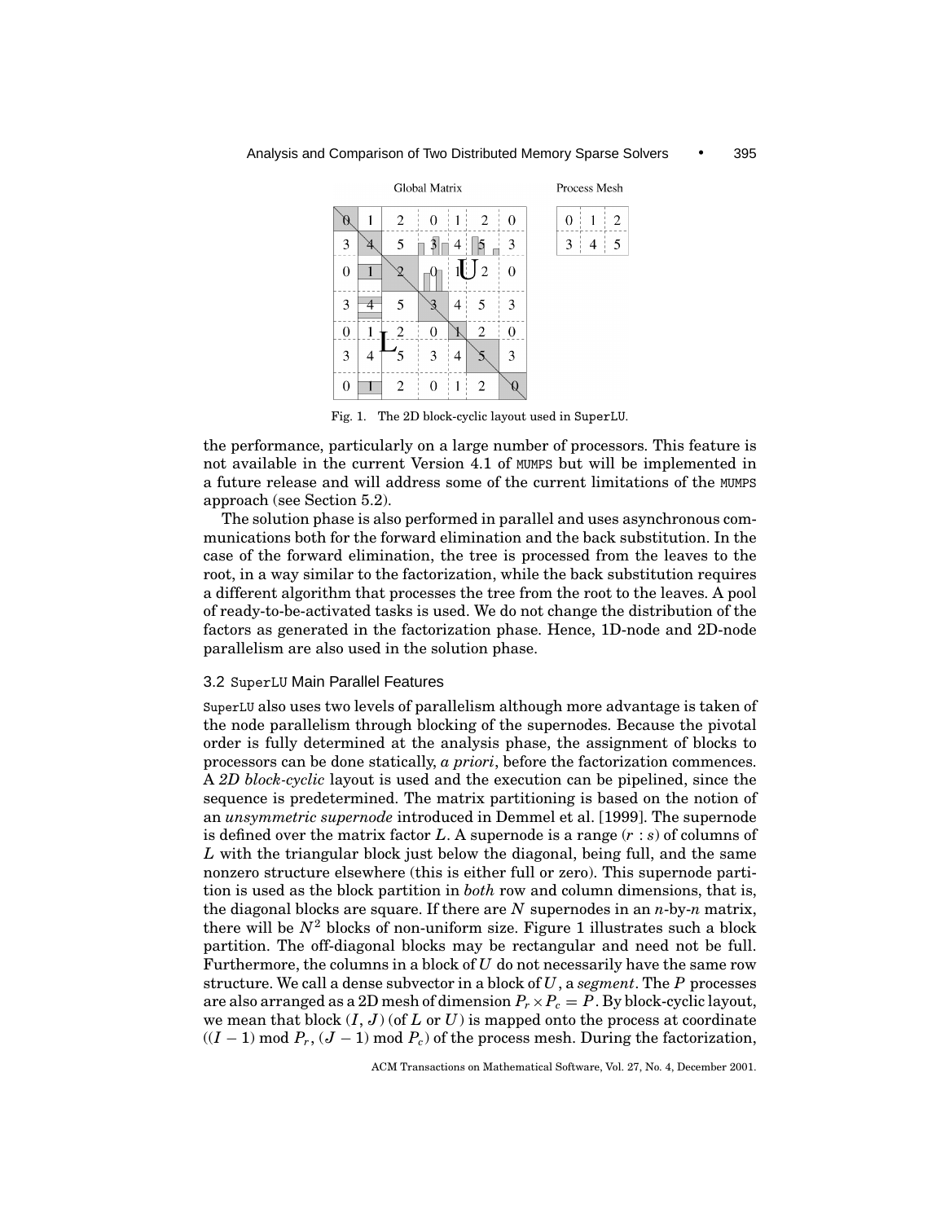Fig. 1. The 2D block-cyclic layout used in SuperLU.

the performance, particularly on a large number of processors. This feature is not available in the current Version 4.1 of MUMPS but will be implemented in a future release and will address some of the current limitations of the MUMPS approach (see Section 5.2).

The solution phase is also performed in parallel and uses asynchronous communications both for the forward elimination and the back substitution. In the case of the forward elimination, the tree is processed from the leaves to the root, in a way similar to the factorization, while the back substitution requires a different algorithm that processes the tree from the root to the leaves. A pool of ready-to-be-activated tasks is used. We do not change the distribution of the factors as generated in the factorization phase. Hence, 1D-node and 2D-node parallelism are also used in the solution phase.

### 3.2 SuperLU Main Parallel Features

SuperLU also uses two levels of parallelism although more advantage is taken of the node parallelism through blocking of the supernodes. Because the pivotal order is fully determined at the analysis phase, the assignment of blocks to processors can be done statically, *a priori*, before the factorization commences. A *2D block-cyclic* layout is used and the execution can be pipelined, since the sequence is predetermined. The matrix partitioning is based on the notion of an *unsymmetric supernode* introduced in Demmel et al. [1999]. The supernode is defined over the matrix factor $L$. A supernode is a range $(r : s)$ of columns of $L$ with the triangular block just below the diagonal, being full, and the same nonzero structure elsewhere (this is either full or zero). This supernode partition is used as the block partition in *both* row and column dimensions, that is, the diagonal blocks are square. If there are $N$ supernodes in an $n$-by-$n$ matrix, there will be $N^2$ blocks of non-uniform size. Figure 1 illustrates such a block partition. The off-diagonal blocks may be rectangular and need not be full. Furthermore, the columns in a block of $U$ do not necessarily have the same row structure. We call a dense subvector in a block of $U$, a *segment*. The $P$ processes are also arranged as a 2D mesh of dimension $P_r \times P_c = P$. By block-cyclic layout, we mean that block $(I, J)$ (of $L$ or $U$) is mapped onto the process at coordinate $((I-1) \bmod P_r, (J-1) \bmod P_c)$ of the process mesh. During the factorization,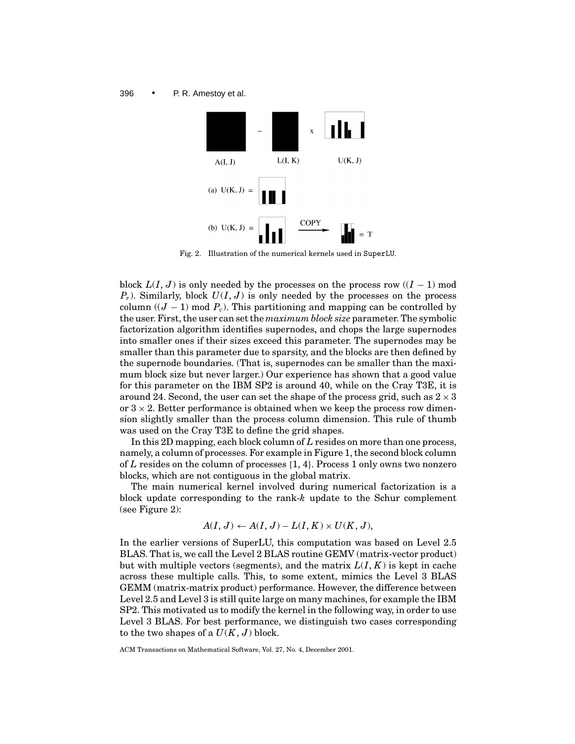Fig. 2. Illustration of the numerical kernels used in SuperLU.

block $L(I, J)$ is only needed by the processes on the process row $((I-1) \bmod P_r)$. Similarly, block $U(I, J)$ is only needed by the processes on the process column $((J-1) \bmod P_c)$. This partitioning and mapping can be controlled by the user. First, the user can set the *maximum block size* parameter. The symbolic factorization algorithm identifies supernodes, and chops the large supernodes into smaller ones if their sizes exceed this parameter. The supernodes may be smaller than this parameter due to sparsity, and the blocks are then defined by the supernode boundaries. (That is, supernodes can be smaller than the maximum block size but never larger.) Our experience has shown that a good value for this parameter on the IBM SP2 is around 40, while on the Cray T3E, it is around 24. Second, the user can set the shape of the process grid, such as $2 \times 3$ or $3 \times 2$. Better performance is obtained when we keep the process row dimension slightly smaller than the process column dimension. This rule of thumb was used on the Cray T3E to define the grid shapes.

In this 2D mapping, each block column of $L$ resides on more than one process, namely, a column of processes. For example in Figure 1, the second block column of $L$ resides on the column of processes {1, 4}. Process 1 only owns two nonzero blocks, which are not contiguous in the global matrix.

The main numerical kernel involved during numerical factorization is a block update corresponding to the rank-$k$ update to the Schur complement (see Figure 2):

$$A(I, J) \leftarrow A(I, J) - L(I, K) \times U(K, J),$$

In the earlier versions of SuperLU, this computation was based on Level 2.5 BLAS. That is, we call the Level 2 BLAS routine GEMV (matrix-vector product) but with multiple vectors (segments), and the matrix $L(I, K)$ is kept in cache across these multiple calls. This, to some extent, mimics the Level 3 BLAS GEMM (matrix-matrix product) performance. However, the difference between Level 2.5 and Level 3 is still quite large on many machines, for example the IBM SP2. This motivated us to modify the kernel in the following way, in order to use Level 3 BLAS. For best performance, we distinguish two cases corresponding to the two shapes of a $U(K, J)$ block.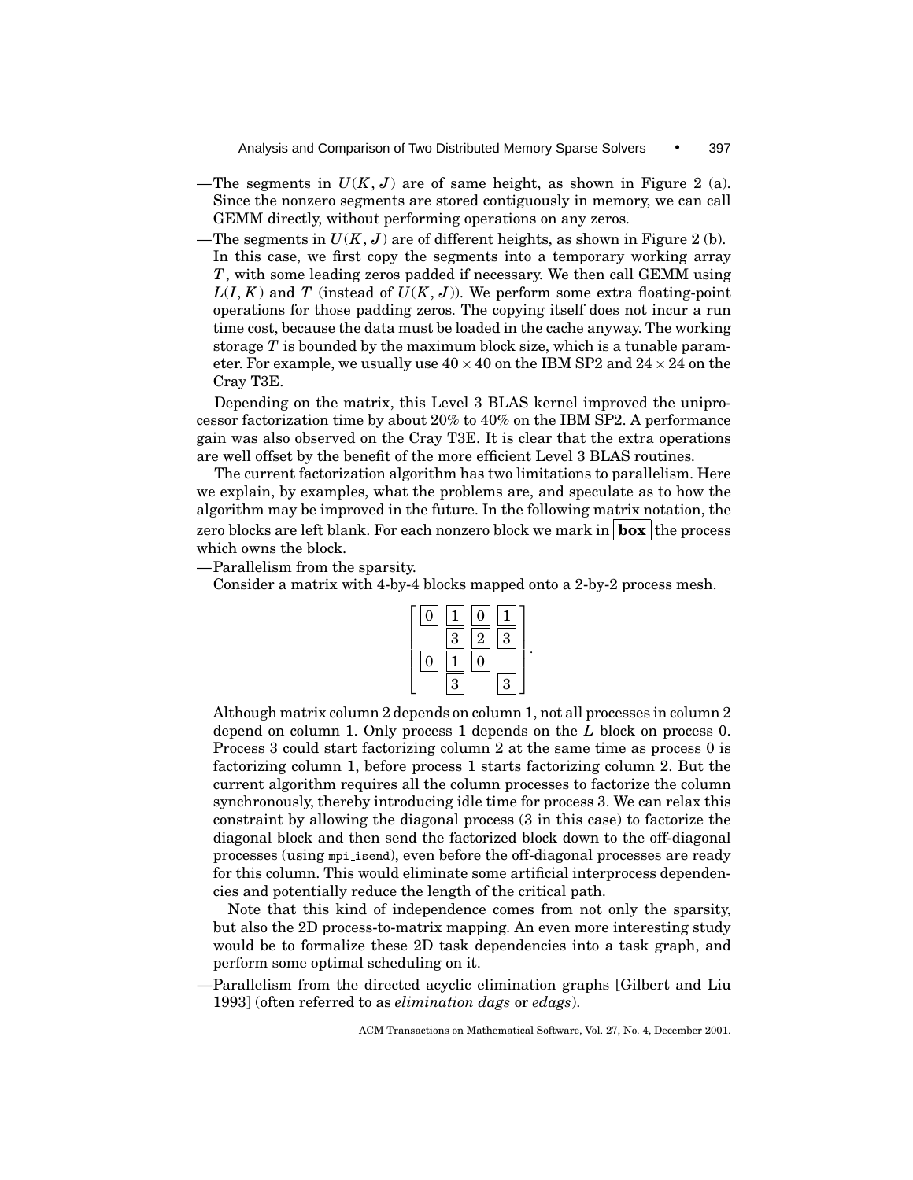—The segments in $U(K, J)$ are of same height, as shown in Figure 2 (a). Since the nonzero segments are stored contiguously in memory, we can call GEMM directly, without performing operations on any zeros.

—The segments in $U(K, J)$ are of different heights, as shown in Figure 2 (b). In this case, we first copy the segments into a temporary working array $T$, with some leading zeros padded if necessary. We then call GEMM using $L(I, K)$ and $T$ (instead of $U(K, J)$). We perform some extra floating-point operations for those padding zeros. The copying itself does not incur a run time cost, because the data must be loaded in the cache anyway. The working storage $T$ is bounded by the maximum block size, which is a tunable parameter. For example, we usually use $40 \times 40$ on the IBM SP2 and $24 \times 24$ on the Cray T3E.

Depending on the matrix, this Level 3 BLAS kernel improved the uniprocessor factorization time by about 20% to 40% on the IBM SP2. A performance gain was also observed on the Cray T3E. It is clear that the extra operations are well offset by the benefit of the more efficient Level 3 BLAS routines.

The current factorization algorithm has two limitations to parallelism. Here we explain, by examples, what the problems are, and speculate as to how the algorithm may be improved in the future. In the following matrix notation, the zero blocks are left blank. For each nonzero block we mark in $\boxed{\textbf{box}}$ the process which owns the block.

—Parallelism from the sparsity.

Consider a matrix with 4-by-4 blocks mapped onto a 2-by-2 process mesh.

$$
\begin{bmatrix}
\boxed{0} & \boxed{1} & \boxed{0} & \boxed{1} \\
 & \boxed{3} & \boxed{2} & \boxed{3} \\
\boxed{0} & \boxed{1} & \boxed{0} & \\
 & \boxed{3} & & \boxed{3}
\end{bmatrix}.
$$

Although matrix column 2 depends on column 1, not all processes in column 2 depend on column 1. Only process 1 depends on the $L$ block on process 0. Process 3 could start factorizing column 2 at the same time as process 0 is factorizing column 1, before process 1 starts factorizing column 2. But the current algorithm requires all the column processes to factorize the column synchronously, thereby introducing idle time for process 3. We can relax this constraint by allowing the diagonal process (3 in this case) to factorize the diagonal block and then send the factorized block down to the off-diagonal processes (using `mpi_isend`), even before the off-diagonal processes are ready for this column. This would eliminate some artificial interprocess dependencies and potentially reduce the length of the critical path.

Note that this kind of independence comes from not only the sparsity, but also the 2D process-to-matrix mapping. An even more interesting study would be to formalize these 2D task dependencies into a task graph, and perform some optimal scheduling on it.

—Parallelism from the directed acyclic elimination graphs [Gilbert and Liu 1993] (often referred to as *elimination dags* or *edags*).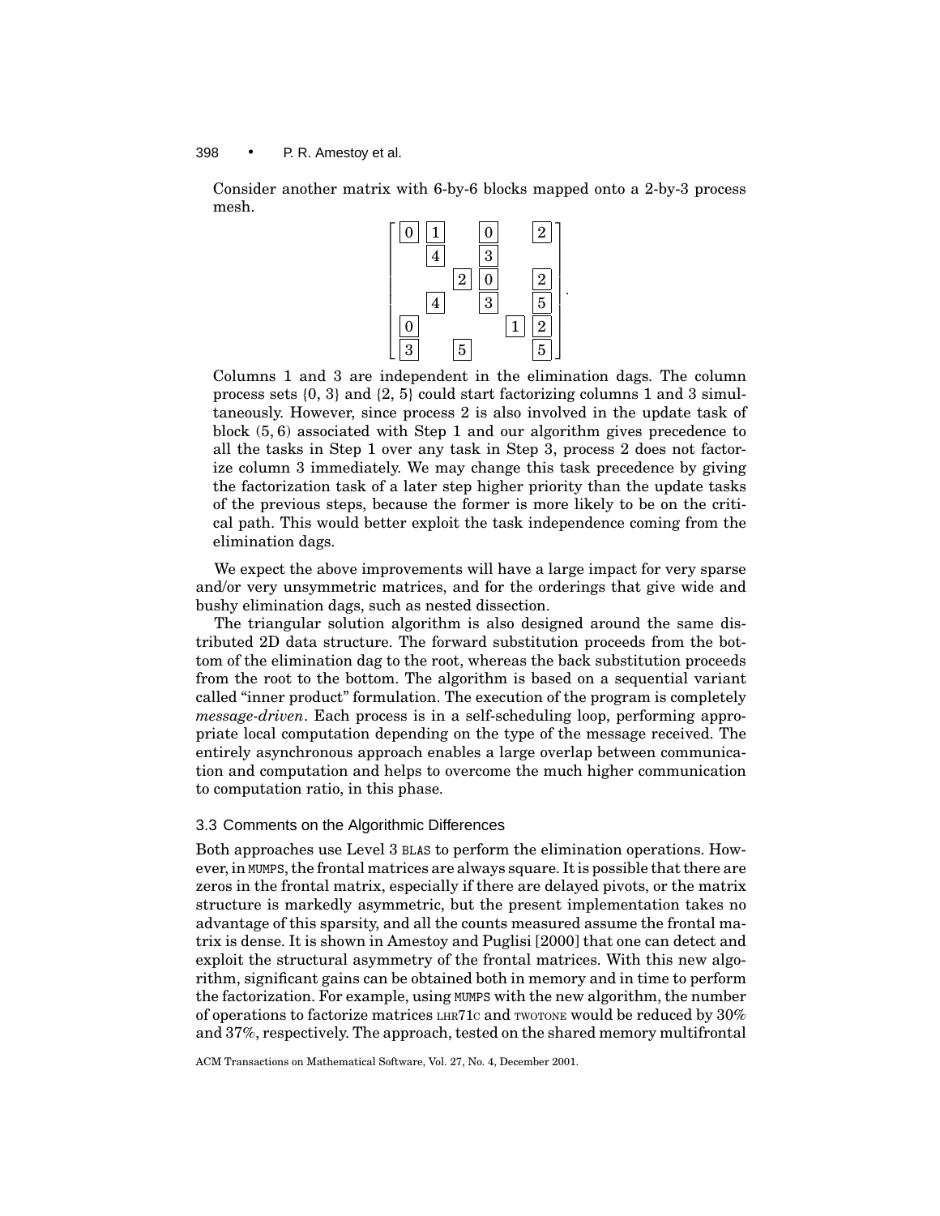Consider another matrix with 6-by-6 blocks mapped onto a 2-by-3 process mesh.

$$
\begin{bmatrix}
\boxed{0} & \boxed{1} & & \boxed{0} & & \boxed{2} \\
& \boxed{4} & & \boxed{3} & & \\
& & \boxed{2} & \boxed{0} & & \boxed{2} \\
& \boxed{4} & & \boxed{3} & & \boxed{5} \\
\boxed{0} & & & & \boxed{1} & \boxed{2} \\
\boxed{3} & & \boxed{5} & & & \boxed{5}
\end{bmatrix}.
$$

Columns 1 and 3 are independent in the elimination dags. The column process sets {0, 3} and {2, 5} could start factorizing columns 1 and 3 simultaneously. However, since process 2 is also involved in the update task of block $(5, 6)$ associated with Step 1 and our algorithm gives precedence to all the tasks in Step 1 over any task in Step 3, process 2 does not factorize column 3 immediately. We may change this task precedence by giving the factorization task of a later step higher priority than the update tasks of the previous steps, because the former is more likely to be on the critical path. This would better exploit the task independence coming from the elimination dags.

We expect the above improvements will have a large impact for very sparse and/or very unsymmetric matrices, and for the orderings that give wide and bushy elimination dags, such as nested dissection.

The triangular solution algorithm is also designed around the same distributed 2D data structure. The forward substitution proceeds from the bottom of the elimination dag to the root, whereas the back substitution proceeds from the root to the bottom. The algorithm is based on a sequential variant called "inner product" formulation. The execution of the program is completely *message-driven*. Each process is in a self-scheduling loop, performing appropriate local computation depending on the type of the message received. The entirely asynchronous approach enables a large overlap between communication and computation and helps to overcome the much higher communication to computation ratio, in this phase.

### 3.3 Comments on the Algorithmic Differences

Both approaches use Level 3 BLAS to perform the elimination operations. However, in MUMPS, the frontal matrices are always square. It is possible that there are zeros in the frontal matrix, especially if there are delayed pivots, or the matrix structure is markedly asymmetric, but the present implementation takes no advantage of this sparsity, and all the counts measured assume the frontal matrix is dense. It is shown in Amestoy and Puglisi [2000] that one can detect and exploit the structural asymmetry of the frontal matrices. With this new algorithm, significant gains can be obtained both in memory and in time to perform the factorization. For example, using MUMPS with the new algorithm, the number of operations to factorize matrices LHR71C and TWOTONE would be reduced by 30% and 37%, respectively. The approach, tested on the shared memory multifrontal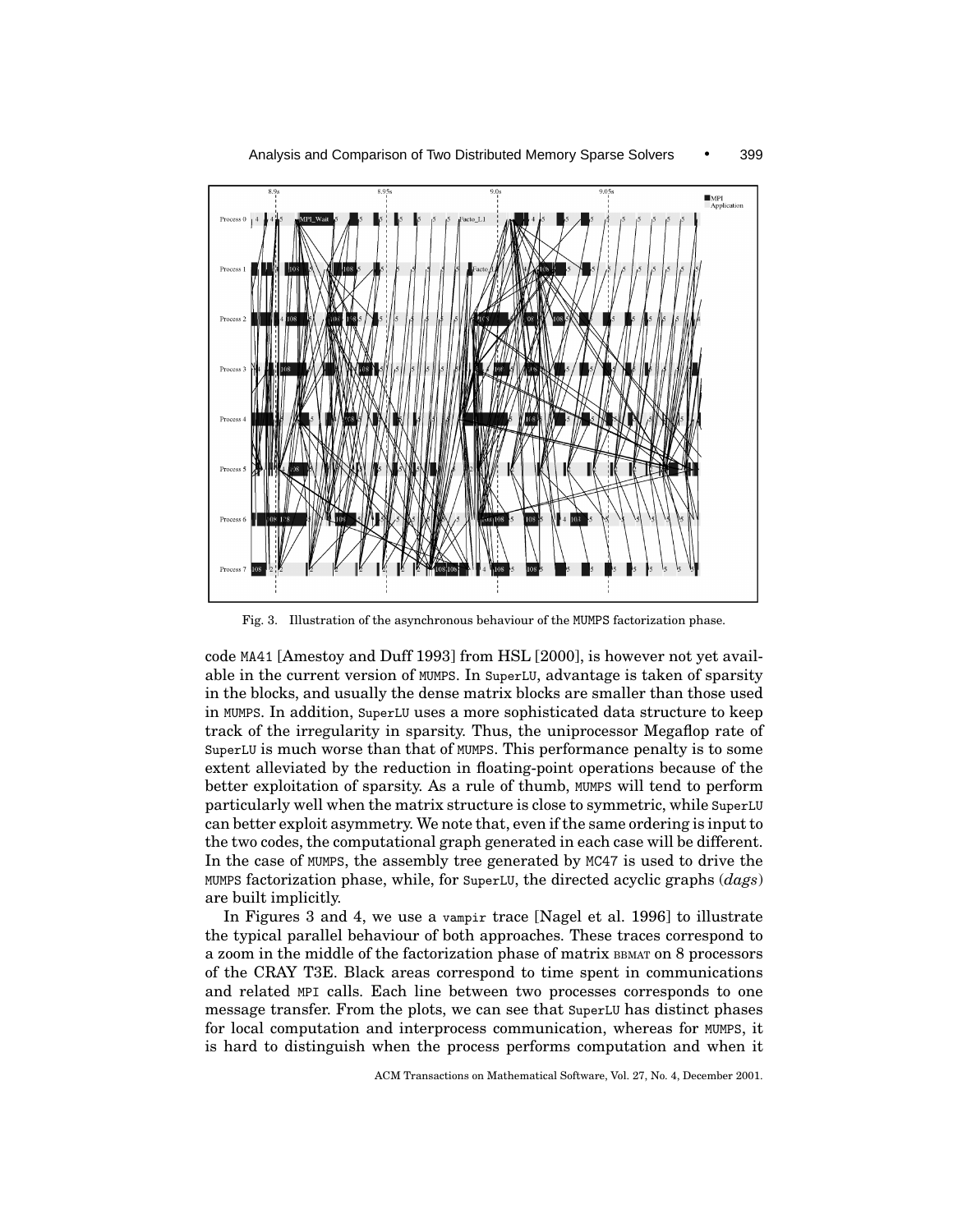Fig. 3. Illustration of the asynchronous behaviour of the MUMPS factorization phase.

code MA41 [Amestoy and Duff 1993] from HSL [2000], is however not yet available in the current version of MUMPS. In SuperLU, advantage is taken of sparsity in the blocks, and usually the dense matrix blocks are smaller than those used in MUMPS. In addition, SuperLU uses a more sophisticated data structure to keep track of the irregularity in sparsity. Thus, the uniprocessor Megaflop rate of SuperLU is much worse than that of MUMPS. This performance penalty is to some extent alleviated by the reduction in floating-point operations because of the better exploitation of sparsity. As a rule of thumb, MUMPS will tend to perform particularly well when the matrix structure is close to symmetric, while SuperLU can better exploit asymmetry. We note that, even if the same ordering is input to the two codes, the computational graph generated in each case will be different. In the case of MUMPS, the assembly tree generated by MC47 is used to drive the MUMPS factorization phase, while, for SuperLU, the directed acyclic graphs (*dags*) are built implicitly.

In Figures 3 and 4, we use a vampir trace [Nagel et al. 1996] to illustrate the typical parallel behaviour of both approaches. These traces correspond to a zoom in the middle of the factorization phase of matrix BBMAT on 8 processors of the CRAY T3E. Black areas correspond to time spent in communications and related MPI calls. Each line between two processes corresponds to one message transfer. From the plots, we can see that SuperLU has distinct phases for local computation and interprocess communication, whereas for MUMPS, it is hard to distinguish when the process performs computation and when it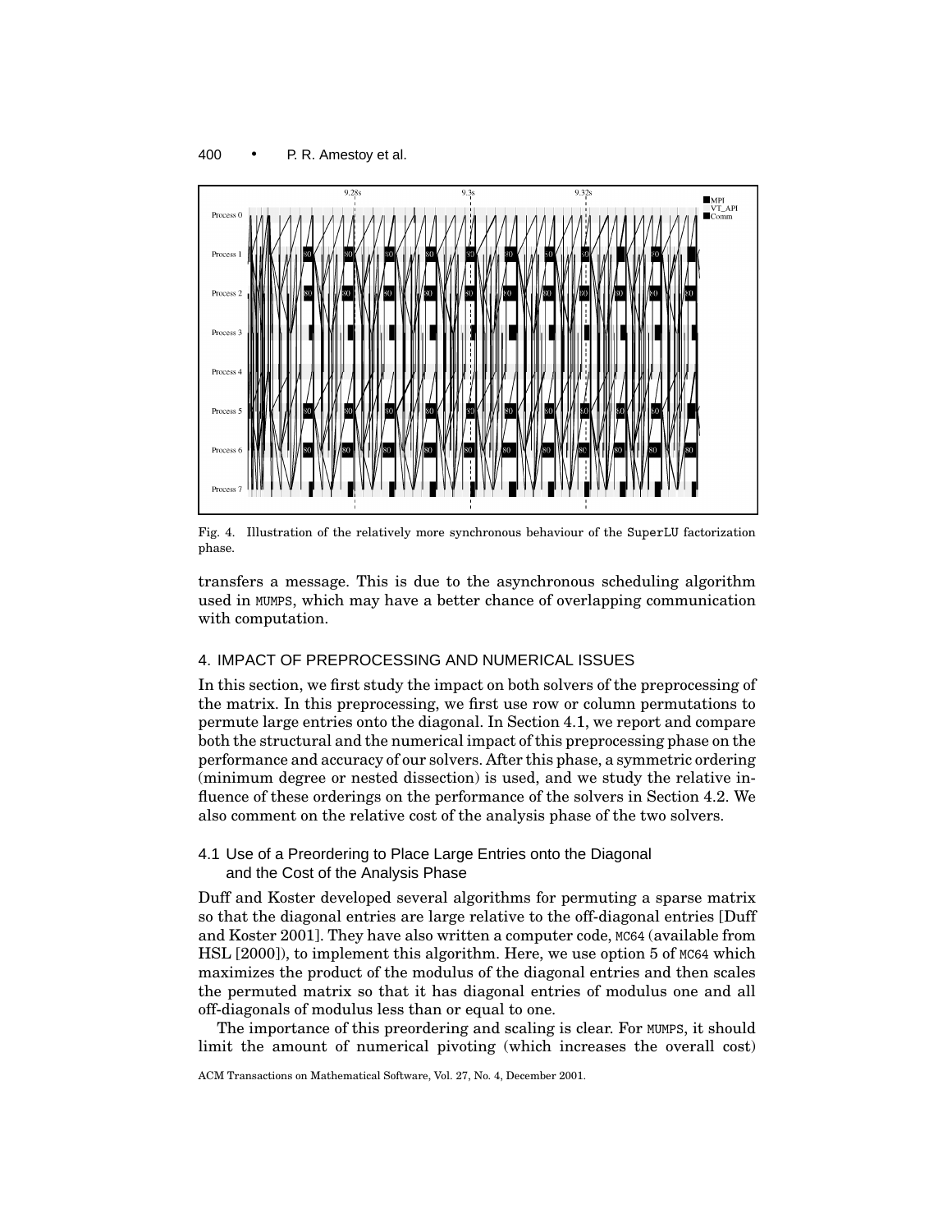Fig. 4. Illustration of the relatively more synchronous behaviour of the SuperLU factorization phase.

transfers a message. This is due to the asynchronous scheduling algorithm used in MUMPS, which may have a better chance of overlapping communication with computation.

## 4. IMPACT OF PREPROCESSING AND NUMERICAL ISSUES

In this section, we first study the impact on both solvers of the preprocessing of the matrix. In this preprocessing, we first use row or column permutations to permute large entries onto the diagonal. In Section 4.1, we report and compare both the structural and the numerical impact of this preprocessing phase on the performance and accuracy of our solvers. After this phase, a symmetric ordering (minimum degree or nested dissection) is used, and we study the relative influence of these orderings on the performance of the solvers in Section 4.2. We also comment on the relative cost of the analysis phase of the two solvers.

### 4.1 Use of a Preordering to Place Large Entries onto the Diagonal and the Cost of the Analysis Phase

Duff and Koster developed several algorithms for permuting a sparse matrix so that the diagonal entries are large relative to the off-diagonal entries [Duff and Koster 2001]. They have also written a computer code, MC64 (available from HSL [2000]), to implement this algorithm. Here, we use option 5 of MC64 which maximizes the product of the modulus of the diagonal entries and then scales the permuted matrix so that it has diagonal entries of modulus one and all off-diagonals of modulus less than or equal to one.

The importance of this preordering and scaling is clear. For MUMPS, it should limit the amount of numerical pivoting (which increases the overall cost)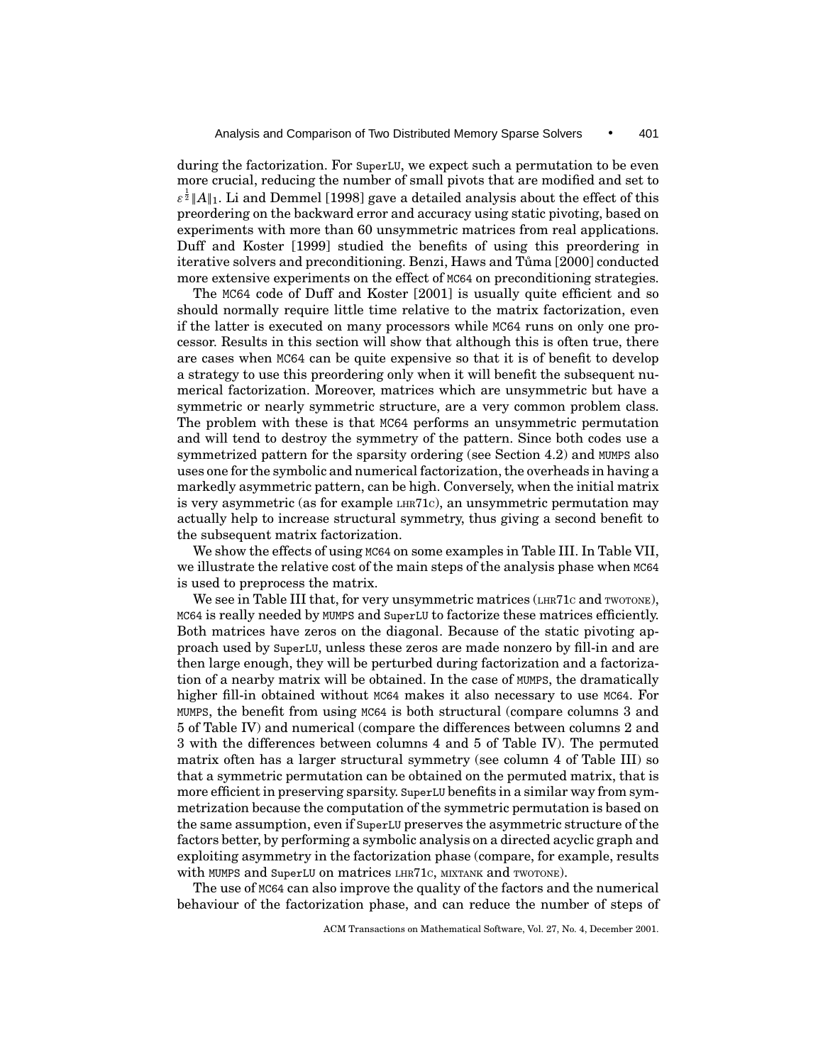during the factorization. For SuperLU, we expect such a permutation to be even more crucial, reducing the number of small pivots that are modified and set to $\varepsilon^{\frac{1}{2}}\|A\|_1$. Li and Demmel [1998] gave a detailed analysis about the effect of this preordering on the backward error and accuracy using static pivoting, based on experiments with more than 60 unsymmetric matrices from real applications. Duff and Koster [1999] studied the benefits of using this preordering in iterative solvers and preconditioning. Benzi, Haws and Tůma [2000] conducted more extensive experiments on the effect of MC64 on preconditioning strategies.

The MC64 code of Duff and Koster [2001] is usually quite efficient and so should normally require little time relative to the matrix factorization, even if the latter is executed on many processors while MC64 runs on only one processor. Results in this section will show that although this is often true, there are cases when MC64 can be quite expensive so that it is of benefit to develop a strategy to use this preordering only when it will benefit the subsequent numerical factorization. Moreover, matrices which are unsymmetric but have a symmetric or nearly symmetric structure, are a very common problem class. The problem with these is that MC64 performs an unsymmetric permutation and will tend to destroy the symmetry of the pattern. Since both codes use a symmetrized pattern for the sparsity ordering (see Section 4.2) and MUMPS also uses one for the symbolic and numerical factorization, the overheads in having a markedly asymmetric pattern, can be high. Conversely, when the initial matrix is very asymmetric (as for example LHR71C), an unsymmetric permutation may actually help to increase structural symmetry, thus giving a second benefit to the subsequent matrix factorization.

We show the effects of using MC64 on some examples in Table III. In Table VII, we illustrate the relative cost of the main steps of the analysis phase when MC64 is used to preprocess the matrix.

We see in Table III that, for very unsymmetric matrices (LHR71C and TWOTONE), MC64 is really needed by MUMPS and SuperLU to factorize these matrices efficiently. Both matrices have zeros on the diagonal. Because of the static pivoting approach used by SuperLU, unless these zeros are made nonzero by fill-in and are then large enough, they will be perturbed during factorization and a factorization of a nearby matrix will be obtained. In the case of MUMPS, the dramatically higher fill-in obtained without MC64 makes it also necessary to use MC64. For MUMPS, the benefit from using MC64 is both structural (compare columns 3 and 5 of Table IV) and numerical (compare the differences between columns 2 and 3 with the differences between columns 4 and 5 of Table IV). The permuted matrix often has a larger structural symmetry (see column 4 of Table III) so that a symmetric permutation can be obtained on the permuted matrix, that is more efficient in preserving sparsity. SuperLU benefits in a similar way from symmetrization because the computation of the symmetric permutation is based on the same assumption, even if SuperLU preserves the asymmetric structure of the factors better, by performing a symbolic analysis on a directed acyclic graph and exploiting asymmetry in the factorization phase (compare, for example, results with MUMPS and SuperLU on matrices LHR71C, MIXTANK and TWOTONE).

The use of MC64 can also improve the quality of the factors and the numerical behaviour of the factorization phase, and can reduce the number of steps of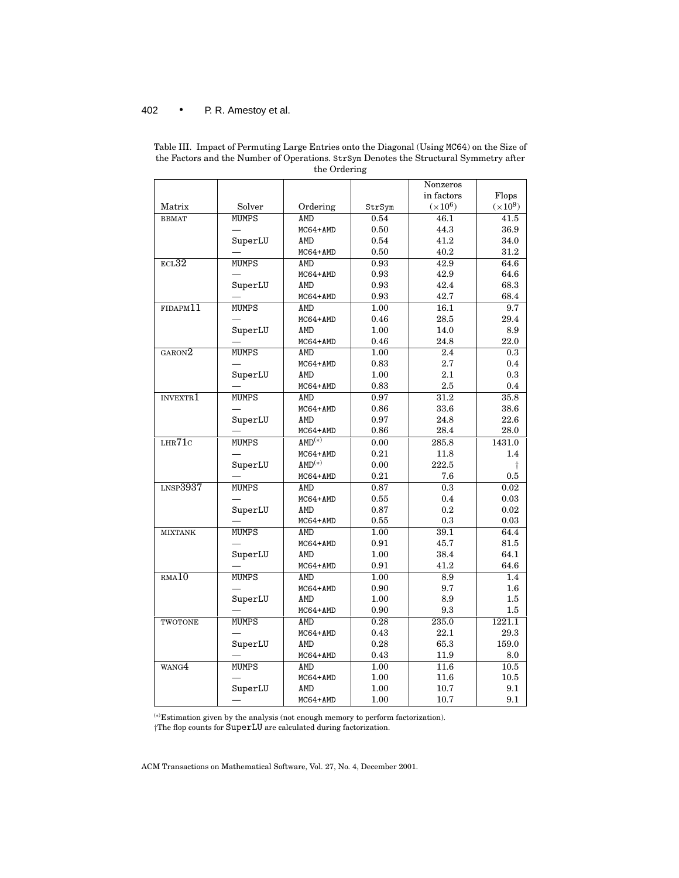Table III. Impact of Permuting Large Entries onto the Diagonal (Using MC64) on the Size of the Factors and the Number of Operations. StrSym Denotes the Structural Symmetry after the Ordering

| Matrix | Solver | Ordering | StrSym | Nonzeros in factors ($\times 10^6$) | Flops ($\times 10^9$) |
|---|---|---|---|---|---|
| BBMAT | MUMPS | AMD | 0.54 | 46.1 | 41.5 |
| | — | MC64+AMD | 0.50 | 44.3 | 36.9 |
| | SuperLU | AMD | 0.54 | 41.2 | 34.0 |
| | — | MC64+AMD | 0.50 | 40.2 | 31.2 |
| ECL32 | MUMPS | AMD | 0.93 | 42.9 | 64.6 |
| | — | MC64+AMD | 0.93 | 42.9 | 64.6 |
| | SuperLU | AMD | 0.93 | 42.4 | 68.3 |
| | — | MC64+AMD | 0.93 | 42.7 | 68.4 |
| FIDAPM11 | MUMPS | AMD | 1.00 | 16.1 | 9.7 |
| | — | MC64+AMD | 0.46 | 28.5 | 29.4 |
| | SuperLU | AMD | 1.00 | 14.0 | 8.9 |
| | — | MC64+AMD | 0.46 | 24.8 | 22.0 |
| GARON2 | MUMPS | AMD | 1.00 | 2.4 | 0.3 |
| | — | MC64+AMD | 0.83 | 2.7 | 0.4 |
| | SuperLU | AMD | 1.00 | 2.1 | 0.3 |
| | — | MC64+AMD | 0.83 | 2.5 | 0.4 |
| INVEXTR1 | MUMPS | AMD | 0.97 | 31.2 | 35.8 |
| | — | MC64+AMD | 0.86 | 33.6 | 38.6 |
| | SuperLU | AMD | 0.97 | 24.8 | 22.6 |
| | — | MC64+AMD | 0.86 | 28.4 | 28.0 |
| LHR71C | MUMPS | AMD$^{(*)}$ | 0.00 | 285.8 | 1431.0 |
| | — | MC64+AMD | 0.21 | 11.8 | 1.4 |
| | SuperLU | AMD$^{(*)}$ | 0.00 | 222.5 | † |
| | — | MC64+AMD | 0.21 | 7.6 | 0.5 |
| LNSP3937 | MUMPS | AMD | 0.87 | 0.3 | 0.02 |
| | — | MC64+AMD | 0.55 | 0.4 | 0.03 |
| | SuperLU | AMD | 0.87 | 0.2 | 0.02 |
| | — | MC64+AMD | 0.55 | 0.3 | 0.03 |
| MIXTANK | MUMPS | AMD | 1.00 | 39.1 | 64.4 |
| | — | MC64+AMD | 0.91 | 45.7 | 81.5 |
| | SuperLU | AMD | 1.00 | 38.4 | 64.1 |
| | — | MC64+AMD | 0.91 | 41.2 | 64.6 |
| RMA10 | MUMPS | AMD | 1.00 | 8.9 | 1.4 |
| | — | MC64+AMD | 0.90 | 9.7 | 1.6 |
| | SuperLU | AMD | 1.00 | 8.9 | 1.5 |
| | — | MC64+AMD | 0.90 | 9.3 | 1.5 |
| TWOTONE | MUMPS | AMD | 0.28 | 235.0 | 1221.1 |
| | — | MC64+AMD | 0.43 | 22.1 | 29.3 |
| | SuperLU | AMD | 0.28 | 65.3 | 159.0 |
| | — | MC64+AMD | 0.43 | 11.9 | 8.0 |
| WANG4 | MUMPS | AMD | 1.00 | 11.6 | 10.5 |
| | — | MC64+AMD | 1.00 | 11.6 | 10.5 |
| | SuperLU | AMD | 1.00 | 10.7 | 9.1 |
| | — | MC64+AMD | 1.00 | 10.7 | 9.1 |

$^{(*)}$Estimation given by the analysis (not enough memory to perform factorization).
†The flop counts for SuperLU are calculated during factorization.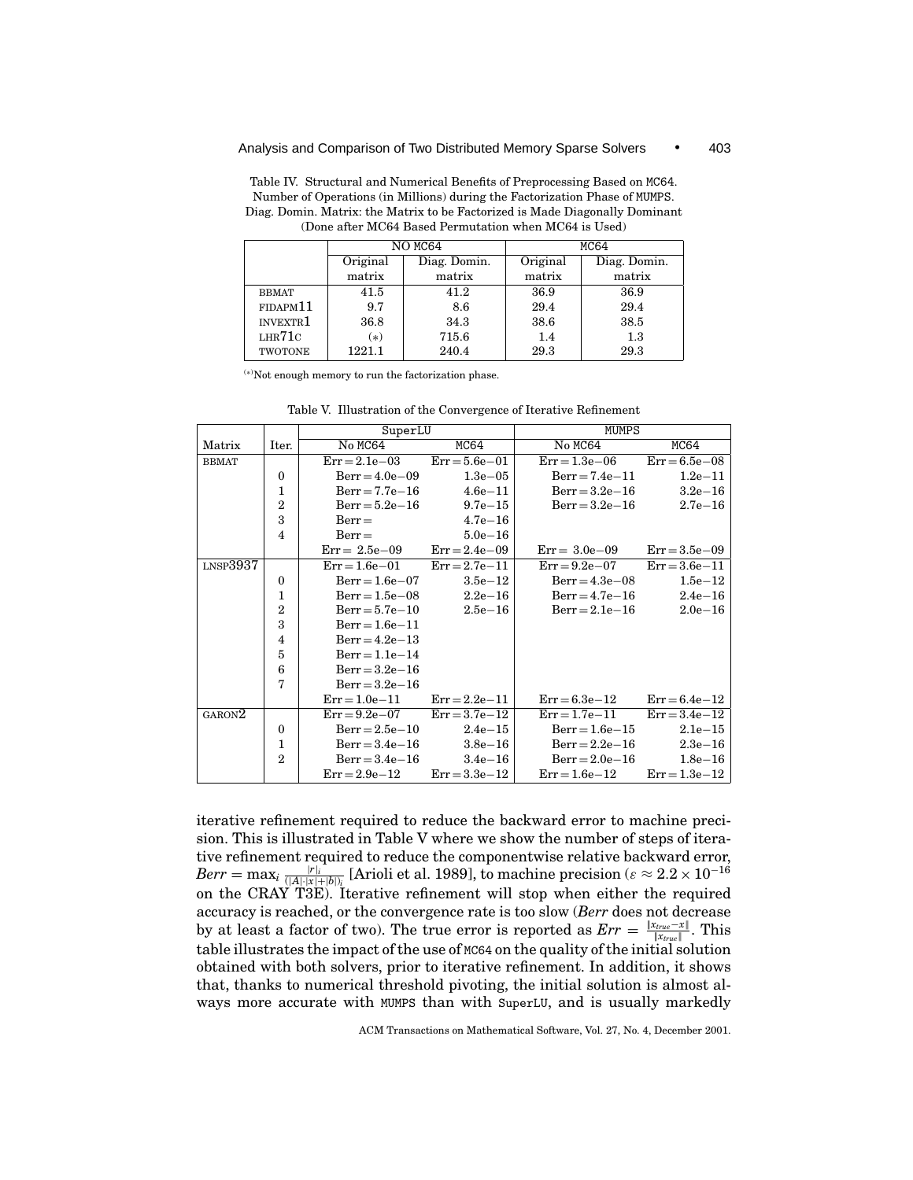Table IV. Structural and Numerical Benefits of Preprocessing Based on MC64. Number of Operations (in Millions) during the Factorization Phase of MUMPS. Diag. Domin. Matrix: the Matrix to be Factorized is Made Diagonally Dominant (Done after MC64 Based Permutation when MC64 is Used)

| | NO MC64 | | MC64 | |
|---|---|---|---|---|
| | Original matrix | Diag. Domin. matrix | Original matrix | Diag. Domin. matrix |
| BBMAT | 41.5 | 41.2 | 36.9 | 36.9 |
| FIDAPM11 | 9.7 | 8.6 | 29.4 | 29.4 |
| INVEXTR1 | 36.8 | 34.3 | 38.6 | 38.5 |
| LHR71C | (*) | 715.6 | 1.4 | 1.3 |
| TWOTONE | 1221.1 | 240.4 | 29.3 | 29.3 |

(*)Not enough memory to run the factorization phase.

Table V. Illustration of the Convergence of Iterative Refinement

| | | SuperLU | | MUMPS | |
|---|---|---|---|---|---|
| Matrix | Iter. | No MC64 | MC64 | No MC64 | MC64 |
| BBMAT | | Err = 2.1e−03 | Err = 5.6e−01 | Err = 1.3e−06 | Err = 6.5e−08 |
| | 0 | Berr = 4.0e−09 | 1.3e−05 | Berr = 7.4e−11 | 1.2e−11 |
| | 1 | Berr = 7.7e−16 | 4.6e−11 | Berr = 3.2e−16 | 3.2e−16 |
| | 2 | Berr = 5.2e−16 | 9.7e−15 | Berr = 3.2e−16 | 2.7e−16 |
| | 3 | Berr = | 4.7e−16 | | |
| | 4 | Berr = | 5.0e−16 | | |
| | | Err = 2.5e−09 | Err = 2.4e−09 | Err = 3.0e−09 | Err = 3.5e−09 |
| LNSP3937 | | Err = 1.6e−01 | Err = 2.7e−11 | Err = 9.2e−07 | Err = 3.6e−11 |
| | 0 | Berr = 1.6e−07 | 3.5e−12 | Berr = 4.3e−08 | 1.5e−12 |
| | 1 | Berr = 1.5e−08 | 2.2e−16 | Berr = 4.7e−16 | 2.4e−16 |
| | 2 | Berr = 5.7e−10 | 2.5e−16 | Berr = 2.1e−16 | 2.0e−16 |
| | 3 | Berr = 1.6e−11 | | | |
| | 4 | Berr = 4.2e−13 | | | |
| | 5 | Berr = 1.1e−14 | | | |
| | 6 | Berr = 3.2e−16 | | | |
| | 7 | Berr = 3.2e−16 | | | |
| | | Err = 1.0e−11 | Err = 2.2e−11 | Err = 6.3e−12 | Err = 6.4e−12 |
| GARON2 | | Err = 9.2e−07 | Err = 3.7e−12 | Err = 1.7e−11 | Err = 3.4e−12 |
| | 0 | Berr = 2.5e−10 | 2.4e−15 | Berr = 1.6e−15 | 2.1e−15 |
| | 1 | Berr = 3.4e−16 | 3.8e−16 | Berr = 2.2e−16 | 2.3e−16 |
| | 2 | Berr = 3.4e−16 | 3.4e−16 | Berr = 2.0e−16 | 1.8e−16 |
| | | Err = 2.9e−12 | Err = 3.3e−12 | Err = 1.6e−12 | Err = 1.3e−12 |

iterative refinement required to reduce the backward error to machine precision. This is illustrated in Table V where we show the number of steps of iterative refinement required to reduce the componentwise relative backward error, $Berr = \max_i \frac{|r|_i}{(|A| \cdot |x| + |b|)_i}$ [Arioli et al. 1989], to machine precision ($\varepsilon \approx 2.2 \times 10^{-16}$ on the CRAY T3E). Iterative refinement will stop when either the required accuracy is reached, or the convergence rate is too slow (*Berr* does not decrease by at least a factor of two). The true error is reported as $Err = \frac{\|x_{true} - x\|}{\|x_{true}\|}$. This table illustrates the impact of the use of MC64 on the quality of the initial solution obtained with both solvers, prior to iterative refinement. In addition, it shows that, thanks to numerical threshold pivoting, the initial solution is almost always more accurate with MUMPS than with SuperLU, and is usually markedly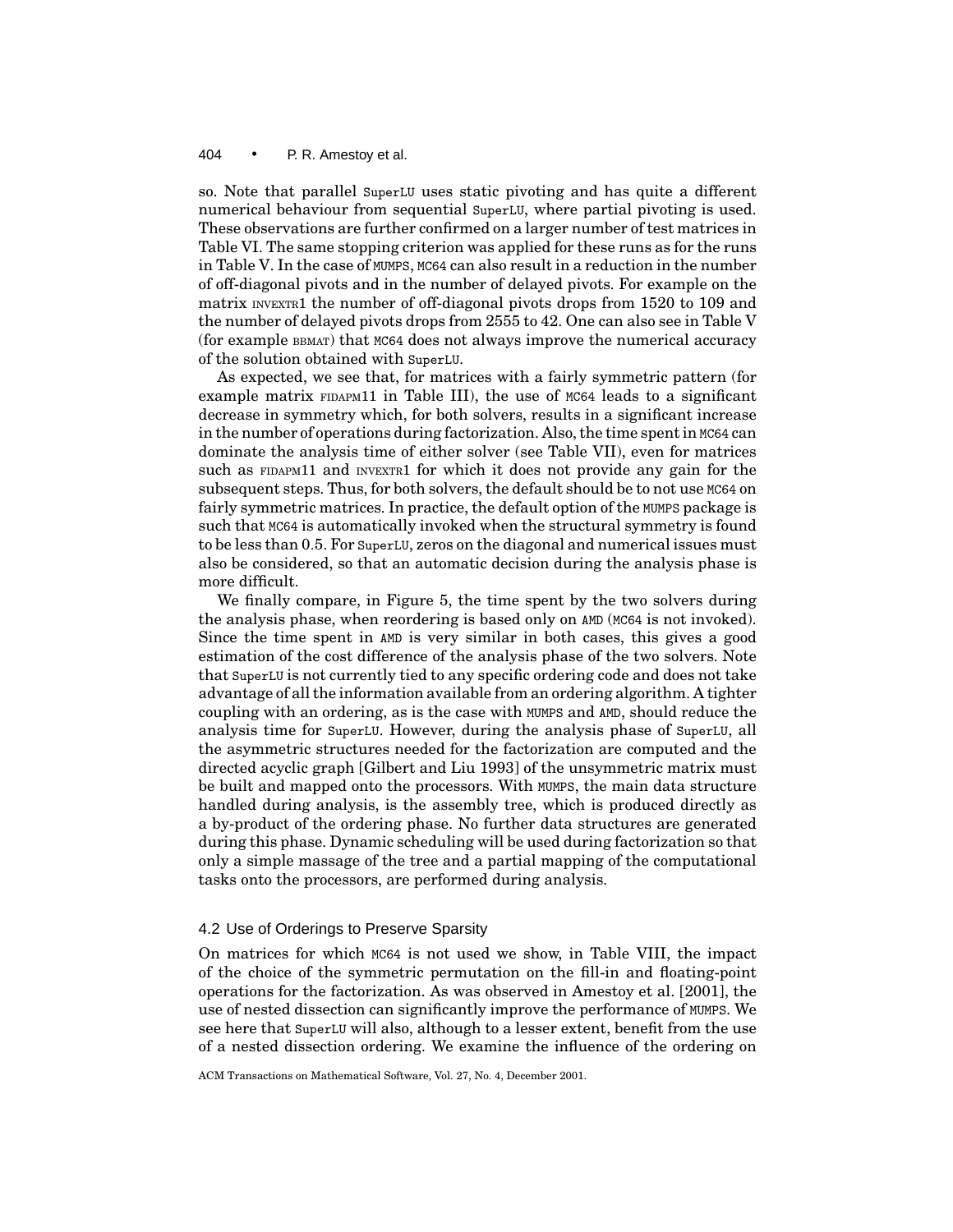so. Note that parallel SuperLU uses static pivoting and has quite a different numerical behaviour from sequential SuperLU, where partial pivoting is used. These observations are further confirmed on a larger number of test matrices in Table VI. The same stopping criterion was applied for these runs as for the runs in Table V. In the case of MUMPS, MC64 can also result in a reduction in the number of off-diagonal pivots and in the number of delayed pivots. For example on the matrix INVEXTR1 the number of off-diagonal pivots drops from 1520 to 109 and the number of delayed pivots drops from 2555 to 42. One can also see in Table V (for example BBMAT) that MC64 does not always improve the numerical accuracy of the solution obtained with SuperLU.

As expected, we see that, for matrices with a fairly symmetric pattern (for example matrix FIDAPM11 in Table III), the use of MC64 leads to a significant decrease in symmetry which, for both solvers, results in a significant increase in the number of operations during factorization. Also, the time spent in MC64 can dominate the analysis time of either solver (see Table VII), even for matrices such as FIDAPM11 and INVEXTR1 for which it does not provide any gain for the subsequent steps. Thus, for both solvers, the default should be to not use MC64 on fairly symmetric matrices. In practice, the default option of the MUMPS package is such that MC64 is automatically invoked when the structural symmetry is found to be less than 0.5. For SuperLU, zeros on the diagonal and numerical issues must also be considered, so that an automatic decision during the analysis phase is more difficult.

We finally compare, in Figure 5, the time spent by the two solvers during the analysis phase, when reordering is based only on AMD (MC64 is not invoked). Since the time spent in AMD is very similar in both cases, this gives a good estimation of the cost difference of the analysis phase of the two solvers. Note that SuperLU is not currently tied to any specific ordering code and does not take advantage of all the information available from an ordering algorithm. A tighter coupling with an ordering, as is the case with MUMPS and AMD, should reduce the analysis time for SuperLU. However, during the analysis phase of SuperLU, all the asymmetric structures needed for the factorization are computed and the directed acyclic graph [Gilbert and Liu 1993] of the unsymmetric matrix must be built and mapped onto the processors. With MUMPS, the main data structure handled during analysis, is the assembly tree, which is produced directly as a by-product of the ordering phase. No further data structures are generated during this phase. Dynamic scheduling will be used during factorization so that only a simple massage of the tree and a partial mapping of the computational tasks onto the processors, are performed during analysis.

### 4.2 Use of Orderings to Preserve Sparsity

On matrices for which MC64 is not used we show, in Table VIII, the impact of the choice of the symmetric permutation on the fill-in and floating-point operations for the factorization. As was observed in Amestoy et al. [2001], the use of nested dissection can significantly improve the performance of MUMPS. We see here that SuperLU will also, although to a lesser extent, benefit from the use of a nested dissection ordering. We examine the influence of the ordering on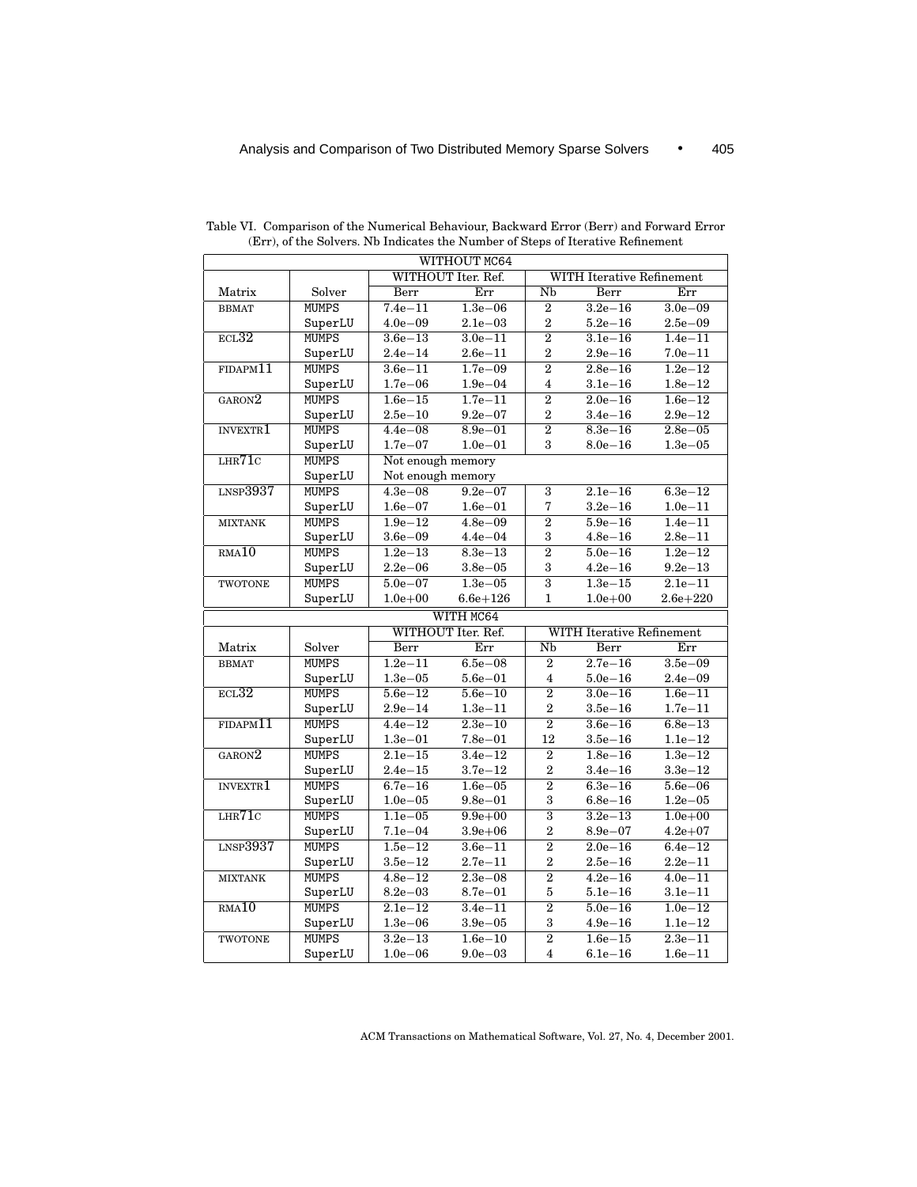Table VI. Comparison of the Numerical Behaviour, Backward Error (Berr) and Forward Error (Err), of the Solvers. Nb Indicates the Number of Steps of Iterative Refinement

| WITHOUT MC64 | | | | | | |
|---|---|---|---|---|---|---|
| | | WITHOUT Iter. Ref. | | WITH Iterative Refinement | | |
| Matrix | Solver | Berr | Err | Nb | Berr | Err |
| BBMAT | MUMPS | 7.4e−11 | 1.3e−06 | 2 | 3.2e−16 | 3.0e−09 |
| | SuperLU | 4.0e−09 | 2.1e−03 | 2 | 5.2e−16 | 2.5e−09 |
| ECL32 | MUMPS | 3.6e−13 | 3.0e−11 | 2 | 3.1e−16 | 1.4e−11 |
| | SuperLU | 2.4e−14 | 2.6e−11 | 2 | 2.9e−16 | 7.0e−11 |
| FIDAPM11 | MUMPS | 3.6e−11 | 1.7e−09 | 2 | 2.8e−16 | 1.2e−12 |
| | SuperLU | 1.7e−06 | 1.9e−04 | 4 | 3.1e−16 | 1.8e−12 |
| GARON2 | MUMPS | 1.6e−15 | 1.7e−11 | 2 | 2.0e−16 | 1.6e−12 |
| | SuperLU | 2.5e−10 | 9.2e−07 | 2 | 3.4e−16 | 2.9e−12 |
| INVEXTR1 | MUMPS | 4.4e−08 | 8.9e−01 | 2 | 8.3e−16 | 2.8e−05 |
| | SuperLU | 1.7e−07 | 1.0e−01 | 3 | 8.0e−16 | 1.3e−05 |
| LHR71C | MUMPS | Not enough memory | | | | |
| | SuperLU | Not enough memory | | | | |
| LNSP3937 | MUMPS | 4.3e−08 | 9.2e−07 | 3 | 2.1e−16 | 6.3e−12 |
| | SuperLU | 1.6e−07 | 1.6e−01 | 7 | 3.2e−16 | 1.0e−11 |
| MIXTANK | MUMPS | 1.9e−12 | 4.8e−09 | 2 | 5.9e−16 | 1.4e−11 |
| | SuperLU | 3.6e−09 | 4.4e−04 | 3 | 4.8e−16 | 2.8e−11 |
| RMA10 | MUMPS | 1.2e−13 | 8.3e−13 | 2 | 5.0e−16 | 1.2e−12 |
| | SuperLU | 2.2e−06 | 3.8e−05 | 3 | 4.2e−16 | 9.2e−13 |
| TWOTONE | MUMPS | 5.0e−07 | 1.3e−05 | 3 | 1.3e−15 | 2.1e−11 |
| | SuperLU | 1.0e+00 | 6.6e+126 | 1 | 1.0e+00 | 2.6e+220 |
| **WITH MC64** | | | | | | |
| | | WITHOUT Iter. Ref. | | WITH Iterative Refinement | | |
| Matrix | Solver | Berr | Err | Nb | Berr | Err |
| BBMAT | MUMPS | 1.2e−11 | 6.5e−08 | 2 | 2.7e−16 | 3.5e−09 |
| | SuperLU | 1.3e−05 | 5.6e−01 | 4 | 5.0e−16 | 2.4e−09 |
| ECL32 | MUMPS | 5.6e−12 | 5.6e−10 | 2 | 3.0e−16 | 1.6e−11 |
| | SuperLU | 2.9e−14 | 1.3e−11 | 2 | 3.5e−16 | 1.7e−11 |
| FIDAPM11 | MUMPS | 4.4e−12 | 2.3e−10 | 2 | 3.6e−16 | 6.8e−13 |
| | SuperLU | 1.3e−01 | 7.8e−01 | 12 | 3.5e−16 | 1.1e−12 |
| GARON2 | MUMPS | 2.1e−15 | 3.4e−12 | 2 | 1.8e−16 | 1.3e−12 |
| | SuperLU | 2.4e−15 | 3.7e−12 | 2 | 3.4e−16 | 3.3e−12 |
| INVEXTR1 | MUMPS | 6.7e−16 | 1.6e−05 | 2 | 6.3e−16 | 5.6e−06 |
| | SuperLU | 1.0e−05 | 9.8e−01 | 3 | 6.8e−16 | 1.2e−05 |
| LHR71C | MUMPS | 1.1e−05 | 9.9e+00 | 3 | 3.2e−13 | 1.0e+00 |
| | SuperLU | 7.1e−04 | 3.9e+06 | 2 | 8.9e−07 | 4.2e+07 |
| LNSP3937 | MUMPS | 1.5e−12 | 3.6e−11 | 2 | 2.0e−16 | 6.4e−12 |
| | SuperLU | 3.5e−12 | 2.7e−11 | 2 | 2.5e−16 | 2.2e−11 |
| MIXTANK | MUMPS | 4.8e−12 | 2.3e−08 | 2 | 4.2e−16 | 4.0e−11 |
| | SuperLU | 8.2e−03 | 8.7e−01 | 5 | 5.1e−16 | 3.1e−11 |
| RMA10 | MUMPS | 2.1e−12 | 3.4e−11 | 2 | 5.0e−16 | 1.0e−12 |
| | SuperLU | 1.3e−06 | 3.9e−05 | 3 | 4.9e−16 | 1.1e−12 |
| TWOTONE | MUMPS | 3.2e−13 | 1.6e−10 | 2 | 1.6e−15 | 2.3e−11 |
| | SuperLU | 1.0e−06 | 9.0e−03 | 4 | 6.1e−16 | 1.6e−11 |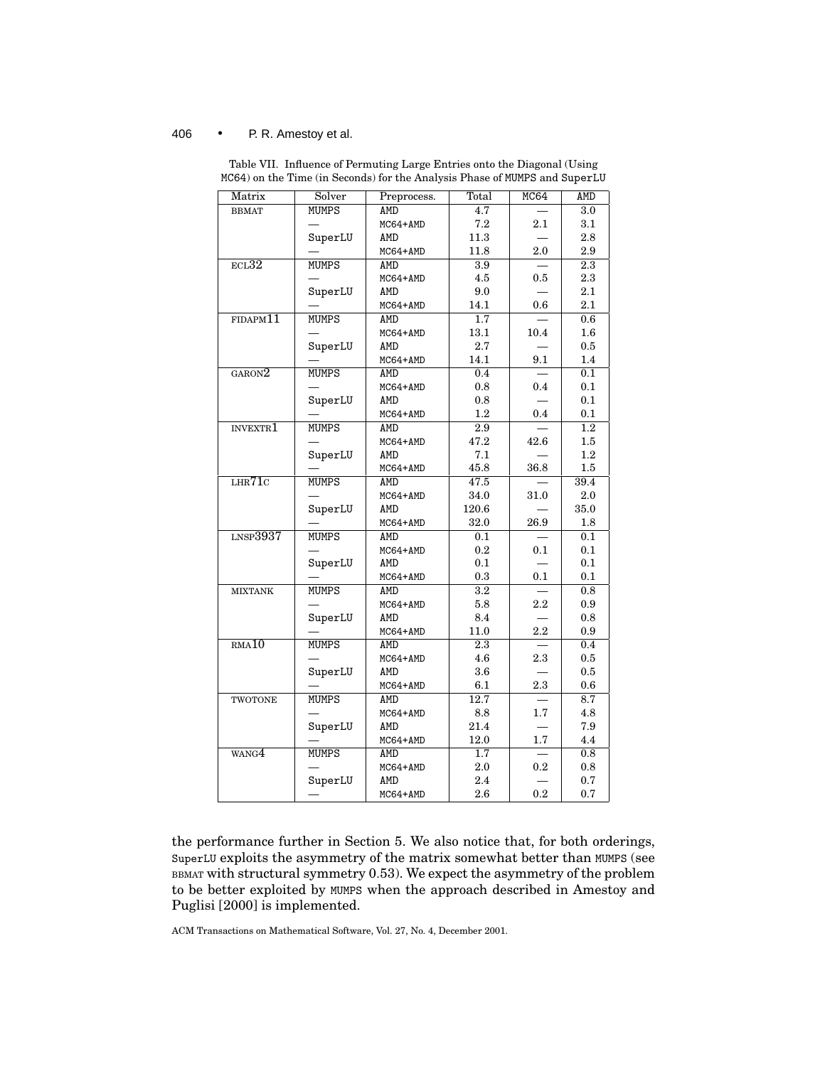Table VII. Influence of Permuting Large Entries onto the Diagonal (Using MC64) on the Time (in Seconds) for the Analysis Phase of MUMPS and SuperLU

| Matrix | Solver | Preprocess. | Total | MC64 | AMD |
|---|---|---|---|---|---|
| BBMAT | MUMPS | AMD | 4.7 | — | 3.0 |
| | — | MC64+AMD | 7.2 | 2.1 | 3.1 |
| | SuperLU | AMD | 11.3 | — | 2.8 |
| | — | MC64+AMD | 11.8 | 2.0 | 2.9 |
| ECL32 | MUMPS | AMD | 3.9 | — | 2.3 |
| | — | MC64+AMD | 4.5 | 0.5 | 2.3 |
| | SuperLU | AMD | 9.0 | — | 2.1 |
| | — | MC64+AMD | 14.1 | 0.6 | 2.1 |
| FIDAPM11 | MUMPS | AMD | 1.7 | — | 0.6 |
| | — | MC64+AMD | 13.1 | 10.4 | 1.6 |
| | SuperLU | AMD | 2.7 | — | 0.5 |
| | — | MC64+AMD | 14.1 | 9.1 | 1.4 |
| GARON2 | MUMPS | AMD | 0.4 | — | 0.1 |
| | — | MC64+AMD | 0.8 | 0.4 | 0.1 |
| | SuperLU | AMD | 0.8 | — | 0.1 |
| | — | MC64+AMD | 1.2 | 0.4 | 0.1 |
| INVEXTR1 | MUMPS | AMD | 2.9 | — | 1.2 |
| | — | MC64+AMD | 47.2 | 42.6 | 1.5 |
| | SuperLU | AMD | 7.1 | — | 1.2 |
| | — | MC64+AMD | 45.8 | 36.8 | 1.5 |
| LHR71C | MUMPS | AMD | 47.5 | — | 39.4 |
| | — | MC64+AMD | 34.0 | 31.0 | 2.0 |
| | SuperLU | AMD | 120.6 | — | 35.0 |
| | — | MC64+AMD | 32.0 | 26.9 | 1.8 |
| LNSP3937 | MUMPS | AMD | 0.1 | — | 0.1 |
| | — | MC64+AMD | 0.2 | 0.1 | 0.1 |
| | SuperLU | AMD | 0.1 | — | 0.1 |
| | — | MC64+AMD | 0.3 | 0.1 | 0.1 |
| MIXTANK | MUMPS | AMD | 3.2 | — | 0.8 |
| | — | MC64+AMD | 5.8 | 2.2 | 0.9 |
| | SuperLU | AMD | 8.4 | — | 0.8 |
| | — | MC64+AMD | 11.0 | 2.2 | 0.9 |
| RMA10 | MUMPS | AMD | 2.3 | — | 0.4 |
| | — | MC64+AMD | 4.6 | 2.3 | 0.5 |
| | SuperLU | AMD | 3.6 | — | 0.5 |
| | — | MC64+AMD | 6.1 | 2.3 | 0.6 |
| TWOTONE | MUMPS | AMD | 12.7 | — | 8.7 |
| | — | MC64+AMD | 8.8 | 1.7 | 4.8 |
| | SuperLU | AMD | 21.4 | — | 7.9 |
| | — | MC64+AMD | 12.0 | 1.7 | 4.4 |
| WANG4 | MUMPS | AMD | 1.7 | — | 0.8 |
| | — | MC64+AMD | 2.0 | 0.2 | 0.8 |
| | SuperLU | AMD | 2.4 | — | 0.7 |
| | — | MC64+AMD | 2.6 | 0.2 | 0.7 |

the performance further in Section 5. We also notice that, for both orderings, SuperLU exploits the asymmetry of the matrix somewhat better than MUMPS (see BBMAT with structural symmetry 0.53). We expect the asymmetry of the problem to be better exploited by MUMPS when the approach described in Amestoy and Puglisi [2000] is implemented.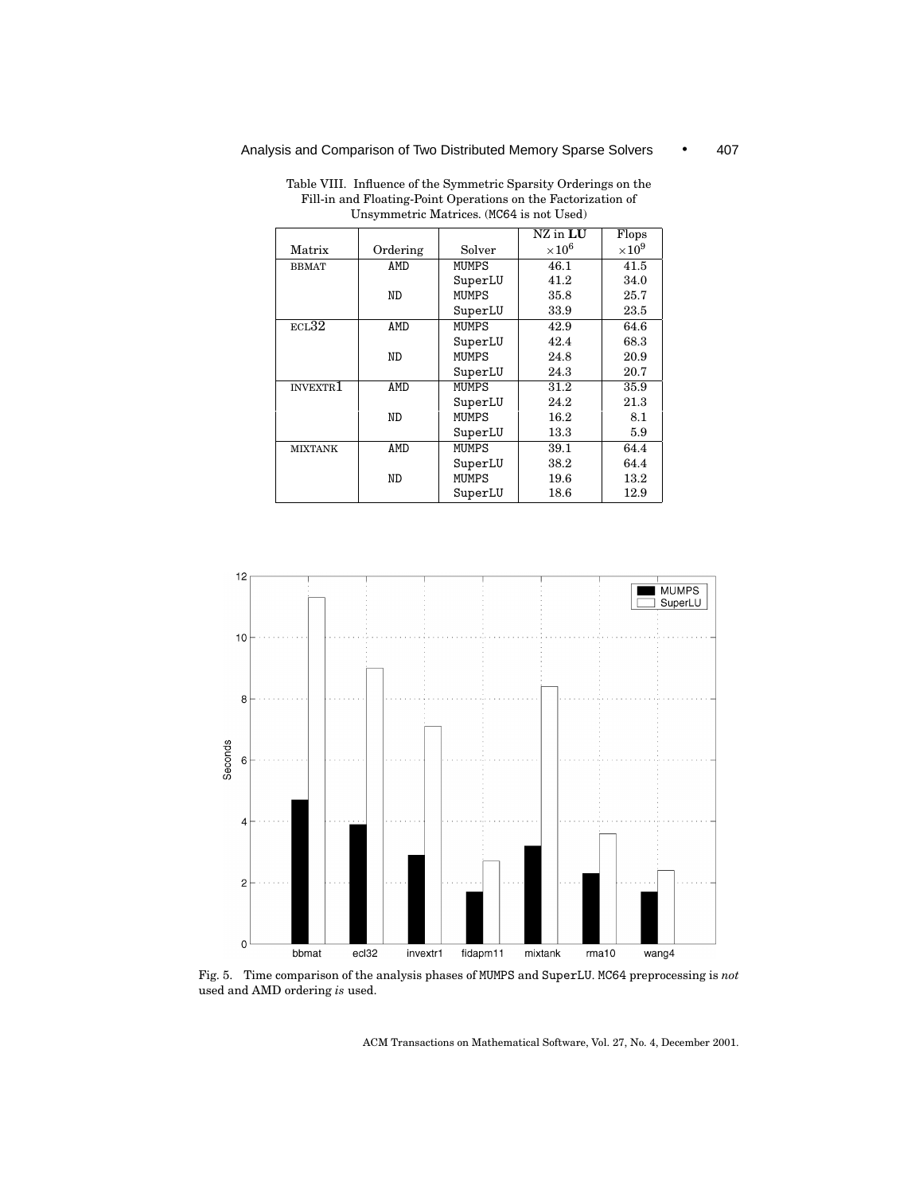Table VIII. Influence of the Symmetric Sparsity Orderings on the Fill-in and Floating-Point Operations on the Factorization of Unsymmetric Matrices. (MC64 is not Used)

| Matrix | Ordering | Solver | NZ in **LU** $\times 10^6$ | Flops $\times 10^9$ |
|---|---|---|---|---|
| BBMAT | AMD | MUMPS | 46.1 | 41.5 |
| | | SuperLU | 41.2 | 34.0 |
| | ND | MUMPS | 35.8 | 25.7 |
| | | SuperLU | 33.9 | 23.5 |
| ECL32 | AMD | MUMPS | 42.9 | 64.6 |
| | | SuperLU | 42.4 | 68.3 |
| | ND | MUMPS | 24.8 | 20.9 |
| | | SuperLU | 24.3 | 20.7 |
| INVEXTR1 | AMD | MUMPS | 31.2 | 35.9 |
| | | SuperLU | 24.2 | 21.3 |
| | ND | MUMPS | 16.2 | 8.1 |
| | | SuperLU | 13.3 | 5.9 |
| MIXTANK | AMD | MUMPS | 39.1 | 64.4 |
| | | SuperLU | 38.2 | 64.4 |
| | ND | MUMPS | 19.6 | 13.2 |
| | | SuperLU | 18.6 | 12.9 |

Fig. 5. Time comparison of the analysis phases of MUMPS and SuperLU. MC64 preprocessing is *not* used and AMD ordering *is* used.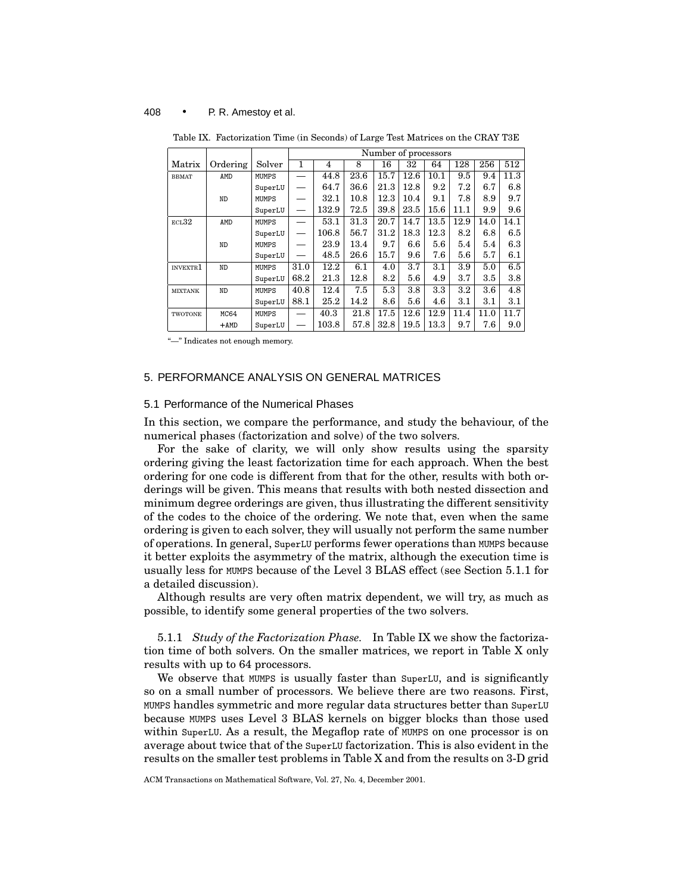Table IX. Factorization Time (in Seconds) of Large Test Matrices on the CRAY T3E

| | | | Number of processors | | | | | | | | |
|---|---|---|---|---|---|---|---|---|---|---|---|
| Matrix | Ordering | Solver | 1 | 4 | 8 | 16 | 32 | 64 | 128 | 256 | 512 |
| BBMAT | AMD | MUMPS | — | 44.8 | 23.6 | 15.7 | 12.6 | 10.1 | 9.5 | 9.4 | 11.3 |
| | | SuperLU | — | 64.7 | 36.6 | 21.3 | 12.8 | 9.2 | 7.2 | 6.7 | 6.8 |
| | ND | MUMPS | — | 32.1 | 10.8 | 12.3 | 10.4 | 9.1 | 7.8 | 8.9 | 9.7 |
| | | SuperLU | — | 132.9 | 72.5 | 39.8 | 23.5 | 15.6 | 11.1 | 9.9 | 9.6 |
| ECL32 | AMD | MUMPS | — | 53.1 | 31.3 | 20.7 | 14.7 | 13.5 | 12.9 | 14.0 | 14.1 |
| | | SuperLU | — | 106.8 | 56.7 | 31.2 | 18.3 | 12.3 | 8.2 | 6.8 | 6.5 |
| | ND | MUMPS | — | 23.9 | 13.4 | 9.7 | 6.6 | 5.6 | 5.4 | 5.4 | 6.3 |
| | | SuperLU | — | 48.5 | 26.6 | 15.7 | 9.6 | 7.6 | 5.6 | 5.7 | 6.1 |
| INVEXTR1 | ND | MUMPS | 31.0 | 12.2 | 6.1 | 4.0 | 3.7 | 3.1 | 3.9 | 5.0 | 6.5 |
| | | SuperLU | 68.2 | 21.3 | 12.8 | 8.2 | 5.6 | 4.9 | 3.7 | 3.5 | 3.8 |
| MIXTANK | ND | MUMPS | 40.8 | 12.4 | 7.5 | 5.3 | 3.8 | 3.3 | 3.2 | 3.6 | 4.8 |
| | | SuperLU | 88.1 | 25.2 | 14.2 | 8.6 | 5.6 | 4.6 | 3.1 | 3.1 | 3.1 |
| TWOTONE | MC64 | MUMPS | — | 40.3 | 21.8 | 17.5 | 12.6 | 12.9 | 11.4 | 11.0 | 11.7 |
| | +AMD | SuperLU | — | 103.8 | 57.8 | 32.8 | 19.5 | 13.3 | 9.7 | 7.6 | 9.0 |

"—" Indicates not enough memory.

## 5. PERFORMANCE ANALYSIS ON GENERAL MATRICES

### 5.1 Performance of the Numerical Phases

In this section, we compare the performance, and study the behaviour, of the numerical phases (factorization and solve) of the two solvers.

For the sake of clarity, we will only show results using the sparsity ordering giving the least factorization time for each approach. When the best ordering for one code is different from that for the other, results with both orderings will be given. This means that results with both nested dissection and minimum degree orderings are given, thus illustrating the different sensitivity of the codes to the choice of the ordering. We note that, even when the same ordering is given to each solver, they will usually not perform the same number of operations. In general, SuperLU performs fewer operations than MUMPS because it better exploits the asymmetry of the matrix, although the execution time is usually less for MUMPS because of the Level 3 BLAS effect (see Section 5.1.1 for a detailed discussion).

Although results are very often matrix dependent, we will try, as much as possible, to identify some general properties of the two solvers.

5.1.1 *Study of the Factorization Phase.* In Table IX we show the factorization time of both solvers. On the smaller matrices, we report in Table X only results with up to 64 processors.

We observe that MUMPS is usually faster than SuperLU, and is significantly so on a small number of processors. We believe there are two reasons. First, MUMPS handles symmetric and more regular data structures better than SuperLU because MUMPS uses Level 3 BLAS kernels on bigger blocks than those used within SuperLU. As a result, the Megaflop rate of MUMPS on one processor is on average about twice that of the SuperLU factorization. This is also evident in the results on the smaller test problems in Table X and from the results on 3-D grid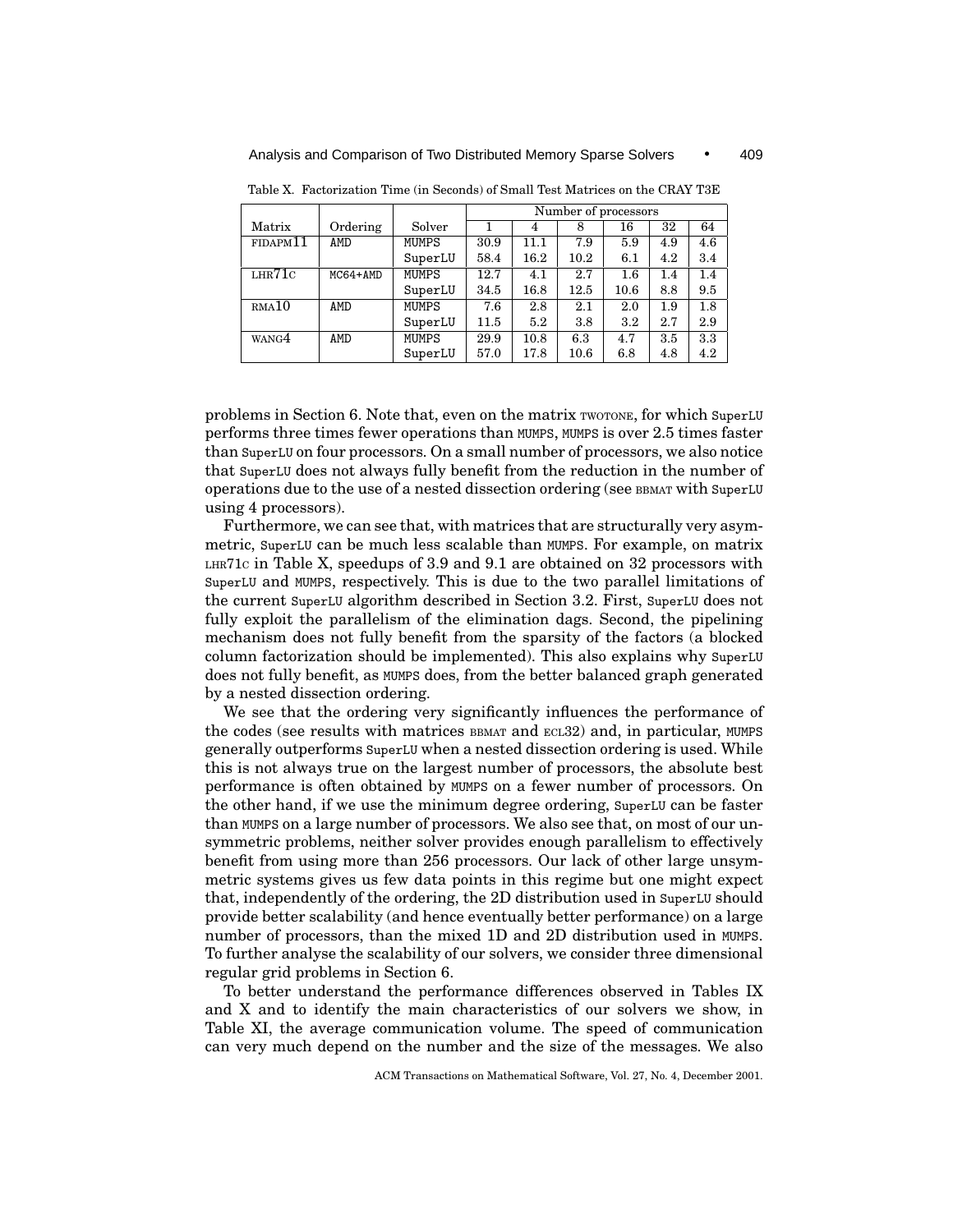Table X. Factorization Time (in Seconds) of Small Test Matrices on the CRAY T3E

| | | | Number of processors | | | | | |
|---|---|---|---|---|---|---|---|---|
| Matrix | Ordering | Solver | 1 | 4 | 8 | 16 | 32 | 64 |
| FIDAPM11 | AMD | MUMPS | 30.9 | 11.1 | 7.9 | 5.9 | 4.9 | 4.6 |
| | | SuperLU | 58.4 | 16.2 | 10.2 | 6.1 | 4.2 | 3.4 |
| LHR71C | MC64+AMD | MUMPS | 12.7 | 4.1 | 2.7 | 1.6 | 1.4 | 1.4 |
| | | SuperLU | 34.5 | 16.8 | 12.5 | 10.6 | 8.8 | 9.5 |
| RMA10 | AMD | MUMPS | 7.6 | 2.8 | 2.1 | 2.0 | 1.9 | 1.8 |
| | | SuperLU | 11.5 | 5.2 | 3.8 | 3.2 | 2.7 | 2.9 |
| WANG4 | AMD | MUMPS | 29.9 | 10.8 | 6.3 | 4.7 | 3.5 | 3.3 |
| | | SuperLU | 57.0 | 17.8 | 10.6 | 6.8 | 4.8 | 4.2 |

problems in Section 6. Note that, even on the matrix TWOTONE, for which SuperLU performs three times fewer operations than MUMPS, MUMPS is over 2.5 times faster than SuperLU on four processors. On a small number of processors, we also notice that SuperLU does not always fully benefit from the reduction in the number of operations due to the use of a nested dissection ordering (see BBMAT with SuperLU using 4 processors).

Furthermore, we can see that, with matrices that are structurally very asymmetric, SuperLU can be much less scalable than MUMPS. For example, on matrix LHR71C in Table X, speedups of 3.9 and 9.1 are obtained on 32 processors with SuperLU and MUMPS, respectively. This is due to the two parallel limitations of the current SuperLU algorithm described in Section 3.2. First, SuperLU does not fully exploit the parallelism of the elimination dags. Second, the pipelining mechanism does not fully benefit from the sparsity of the factors (a blocked column factorization should be implemented). This also explains why SuperLU does not fully benefit, as MUMPS does, from the better balanced graph generated by a nested dissection ordering.

We see that the ordering very significantly influences the performance of the codes (see results with matrices BBMAT and ECL32) and, in particular, MUMPS generally outperforms SuperLU when a nested dissection ordering is used. While this is not always true on the largest number of processors, the absolute best performance is often obtained by MUMPS on a fewer number of processors. On the other hand, if we use the minimum degree ordering, SuperLU can be faster than MUMPS on a large number of processors. We also see that, on most of our unsymmetric problems, neither solver provides enough parallelism to effectively benefit from using more than 256 processors. Our lack of other large unsymmetric systems gives us few data points in this regime but one might expect that, independently of the ordering, the 2D distribution used in SuperLU should provide better scalability (and hence eventually better performance) on a large number of processors, than the mixed 1D and 2D distribution used in MUMPS. To further analyse the scalability of our solvers, we consider three dimensional regular grid problems in Section 6.

To better understand the performance differences observed in Tables IX and X and to identify the main characteristics of our solvers we show, in Table XI, the average communication volume. The speed of communication can very much depend on the number and the size of the messages. We also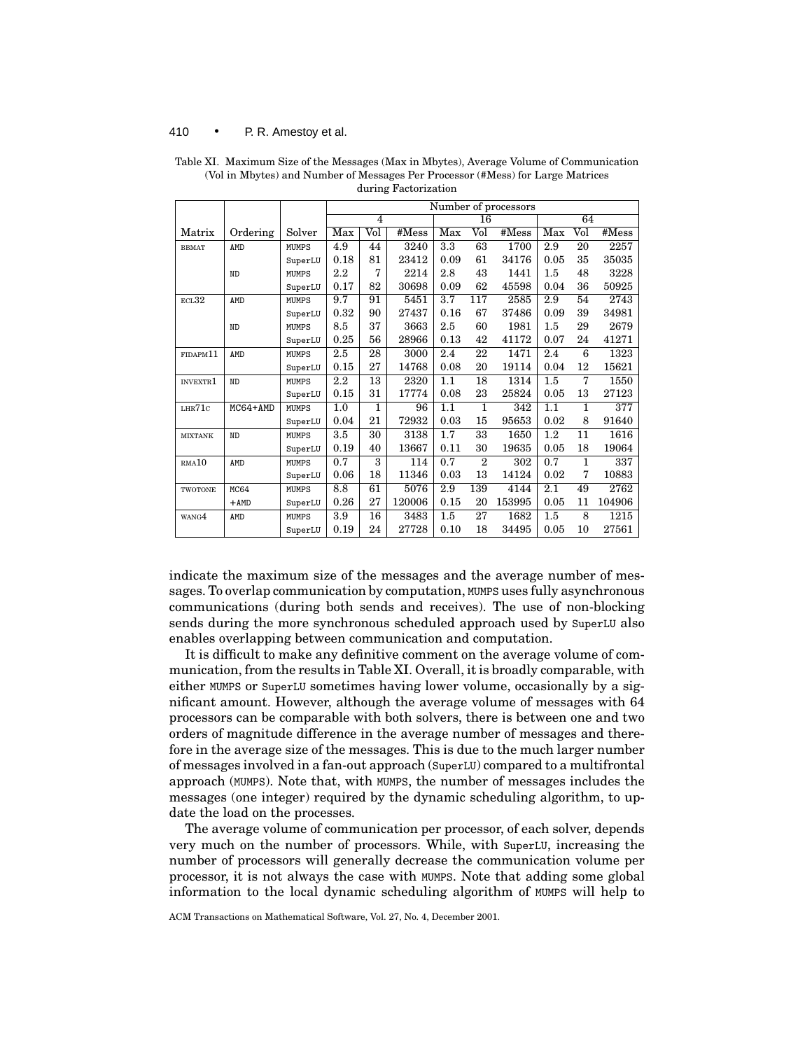Table XI. Maximum Size of the Messages (Max in Mbytes), Average Volume of Communication (Vol in Mbytes) and Number of Messages Per Processor (#Mess) for Large Matrices during Factorization

| | | | Number of processors | | | | | | | | |
|---|---|---|---|---|---|---|---|---|---|---|---|
| | | | 4 | | | 16 | | | 64 | | |
| Matrix | Ordering | Solver | Max | Vol | #Mess | Max | Vol | #Mess | Max | Vol | #Mess |
| BBMAT | AMD | MUMPS | 4.9 | 44 | 3240 | 3.3 | 63 | 1700 | 2.9 | 20 | 2257 |
| | | SuperLU | 0.18 | 81 | 23412 | 0.09 | 61 | 34176 | 0.05 | 35 | 35035 |
| | ND | MUMPS | 2.2 | 7 | 2214 | 2.8 | 43 | 1441 | 1.5 | 48 | 3228 |
| | | SuperLU | 0.17 | 82 | 30698 | 0.09 | 62 | 45598 | 0.04 | 36 | 50925 |
| ECL32 | AMD | MUMPS | 9.7 | 91 | 5451 | 3.7 | 117 | 2585 | 2.9 | 54 | 2743 |
| | | SuperLU | 0.32 | 90 | 27437 | 0.16 | 67 | 37486 | 0.09 | 39 | 34981 |
| | ND | MUMPS | 8.5 | 37 | 3663 | 2.5 | 60 | 1981 | 1.5 | 29 | 2679 |
| | | SuperLU | 0.25 | 56 | 28966 | 0.13 | 42 | 41172 | 0.07 | 24 | 41271 |
| FIDAPM11 | AMD | MUMPS | 2.5 | 28 | 3000 | 2.4 | 22 | 1471 | 2.4 | 6 | 1323 |
| | | SuperLU | 0.15 | 27 | 14768 | 0.08 | 20 | 19114 | 0.04 | 12 | 15621 |
| INVEXTR1 | ND | MUMPS | 2.2 | 13 | 2320 | 1.1 | 18 | 1314 | 1.5 | 7 | 1550 |
| | | SuperLU | 0.15 | 31 | 17774 | 0.08 | 23 | 25824 | 0.05 | 13 | 27123 |
| LHR71C | MC64+AMD | MUMPS | 1.0 | 1 | 96 | 1.1 | 1 | 342 | 1.1 | 1 | 377 |
| | | SuperLU | 0.04 | 21 | 72932 | 0.03 | 15 | 95653 | 0.02 | 8 | 91640 |
| MIXTANK | ND | MUMPS | 3.5 | 30 | 3138 | 1.7 | 33 | 1650 | 1.2 | 11 | 1616 |
| | | SuperLU | 0.19 | 40 | 13667 | 0.11 | 30 | 19635 | 0.05 | 18 | 19064 |
| RMA10 | AMD | MUMPS | 0.7 | 3 | 114 | 0.7 | 2 | 302 | 0.7 | 1 | 337 |
| | | SuperLU | 0.06 | 18 | 11346 | 0.03 | 13 | 14124 | 0.02 | 7 | 10883 |
| TWOTONE | MC64 | MUMPS | 8.8 | 61 | 5076 | 2.9 | 139 | 4144 | 2.1 | 49 | 2762 |
| | +AMD | SuperLU | 0.26 | 27 | 120006 | 0.15 | 20 | 153995 | 0.05 | 11 | 104906 |
| WANG4 | AMD | MUMPS | 3.9 | 16 | 3483 | 1.5 | 27 | 1682 | 1.5 | 8 | 1215 |
| | | SuperLU | 0.19 | 24 | 27728 | 0.10 | 18 | 34495 | 0.05 | 10 | 27561 |

indicate the maximum size of the messages and the average number of messages. To overlap communication by computation, MUMPS uses fully asynchronous communications (during both sends and receives). The use of non-blocking sends during the more synchronous scheduled approach used by SuperLU also enables overlapping between communication and computation.

It is difficult to make any definitive comment on the average volume of communication, from the results in Table XI. Overall, it is broadly comparable, with either MUMPS or SuperLU sometimes having lower volume, occasionally by a significant amount. However, although the average volume of messages with 64 processors can be comparable with both solvers, there is between one and two orders of magnitude difference in the average number of messages and therefore in the average size of the messages. This is due to the much larger number of messages involved in a fan-out approach (SuperLU) compared to a multifrontal approach (MUMPS). Note that, with MUMPS, the number of messages includes the messages (one integer) required by the dynamic scheduling algorithm, to update the load on the processes.

The average volume of communication per processor, of each solver, depends very much on the number of processors. While, with SuperLU, increasing the number of processors will generally decrease the communication volume per processor, it is not always the case with MUMPS. Note that adding some global information to the local dynamic scheduling algorithm of MUMPS will help to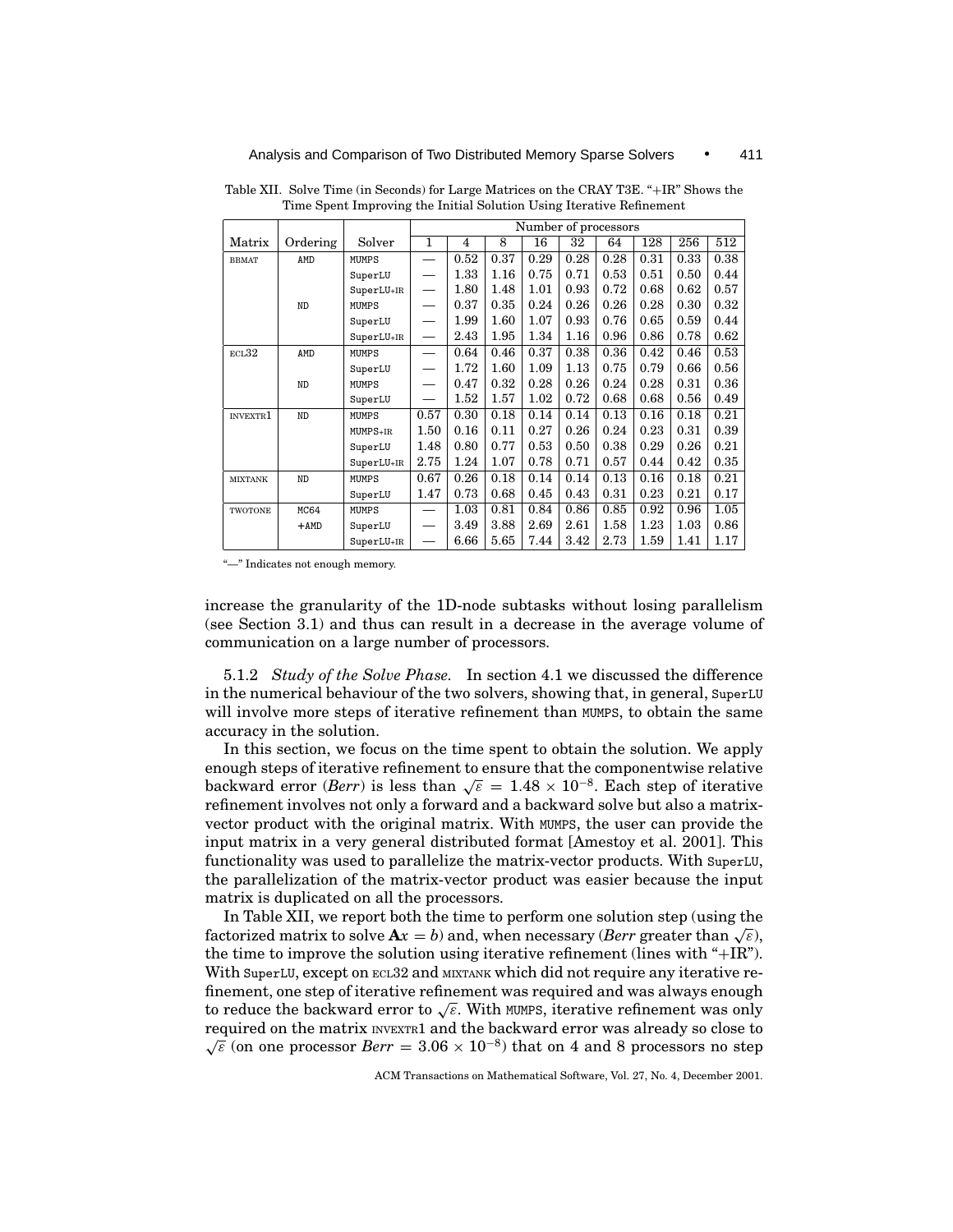Table XII. Solve Time (in Seconds) for Large Matrices on the CRAY T3E. "+IR" Shows the Time Spent Improving the Initial Solution Using Iterative Refinement

| Matrix | Ordering | Solver | Number of processors | | | | | | | | |
|---|---|---|---|---|---|---|---|---|---|---|---|
| | | | 1 | 4 | 8 | 16 | 32 | 64 | 128 | 256 | 512 |
| BBMAT | AMD | MUMPS | — | 0.52 | 0.37 | 0.29 | 0.28 | 0.28 | 0.31 | 0.33 | 0.38 |
| | | SuperLU | — | 1.33 | 1.16 | 0.75 | 0.71 | 0.53 | 0.51 | 0.50 | 0.44 |
| | | SuperLU+IR | — | 1.80 | 1.48 | 1.01 | 0.93 | 0.72 | 0.68 | 0.62 | 0.57 |
| | ND | MUMPS | — | 0.37 | 0.35 | 0.24 | 0.26 | 0.26 | 0.28 | 0.30 | 0.32 |
| | | SuperLU | — | 1.99 | 1.60 | 1.07 | 0.93 | 0.76 | 0.65 | 0.59 | 0.44 |
| | | SuperLU+IR | — | 2.43 | 1.95 | 1.34 | 1.16 | 0.96 | 0.86 | 0.78 | 0.62 |
| ECL32 | AMD | MUMPS | — | 0.64 | 0.46 | 0.37 | 0.38 | 0.36 | 0.42 | 0.46 | 0.53 |
| | | SuperLU | — | 1.72 | 1.60 | 1.09 | 1.13 | 0.75 | 0.79 | 0.66 | 0.56 |
| | ND | MUMPS | — | 0.47 | 0.32 | 0.28 | 0.26 | 0.24 | 0.28 | 0.31 | 0.36 |
| | | SuperLU | — | 1.52 | 1.57 | 1.02 | 0.72 | 0.68 | 0.68 | 0.56 | 0.49 |
| INVEXTR1 | ND | MUMPS | 0.57 | 0.30 | 0.18 | 0.14 | 0.14 | 0.13 | 0.16 | 0.18 | 0.21 |
| | | MUMPS+IR | 1.50 | 0.16 | 0.11 | 0.27 | 0.26 | 0.24 | 0.23 | 0.31 | 0.39 |
| | | SuperLU | 1.48 | 0.80 | 0.77 | 0.53 | 0.50 | 0.38 | 0.29 | 0.26 | 0.21 |
| | | SuperLU+IR | 2.75 | 1.24 | 1.07 | 0.78 | 0.71 | 0.57 | 0.44 | 0.42 | 0.35 |
| MIXTANK | ND | MUMPS | 0.67 | 0.26 | 0.18 | 0.14 | 0.14 | 0.13 | 0.16 | 0.18 | 0.21 |
| | | SuperLU | 1.47 | 0.73 | 0.68 | 0.45 | 0.43 | 0.31 | 0.23 | 0.21 | 0.17 |
| TWOTONE | MC64 | MUMPS | — | 1.03 | 0.81 | 0.84 | 0.86 | 0.85 | 0.92 | 0.96 | 1.05 |
| | +AMD | SuperLU | — | 3.49 | 3.88 | 2.69 | 2.61 | 1.58 | 1.23 | 1.03 | 0.86 |
| | | SuperLU+IR | — | 6.66 | 5.65 | 7.44 | 3.42 | 2.73 | 1.59 | 1.41 | 1.17 |

"—" Indicates not enough memory.

increase the granularity of the 1D-node subtasks without losing parallelism (see Section 3.1) and thus can result in a decrease in the average volume of communication on a large number of processors.

5.1.2 *Study of the Solve Phase.* In section 4.1 we discussed the difference in the numerical behaviour of the two solvers, showing that, in general, SuperLU will involve more steps of iterative refinement than MUMPS, to obtain the same accuracy in the solution.

In this section, we focus on the time spent to obtain the solution. We apply enough steps of iterative refinement to ensure that the componentwise relative backward error (*Berr*) is less than $\sqrt{\varepsilon} = 1.48 \times 10^{-8}$. Each step of iterative refinement involves not only a forward and a backward solve but also a matrix-vector product with the original matrix. With MUMPS, the user can provide the input matrix in a very general distributed format [Amestoy et al. 2001]. This functionality was used to parallelize the matrix-vector products. With SuperLU, the parallelization of the matrix-vector product was easier because the input matrix is duplicated on all the processors.

In Table XII, we report both the time to perform one solution step (using the factorized matrix to solve $\mathbf{A}x = b$) and, when necessary (*Berr* greater than $\sqrt{\varepsilon}$), the time to improve the solution using iterative refinement (lines with "+IR"). With SuperLU, except on ECL32 and MIXTANK which did not require any iterative refinement, one step of iterative refinement was required and was always enough to reduce the backward error to $\sqrt{\varepsilon}$. With MUMPS, iterative refinement was only required on the matrix INVEXTR1 and the backward error was already so close to $\sqrt{\varepsilon}$ (on one processor $Berr = 3.06 \times 10^{-8}$) that on 4 and 8 processors no step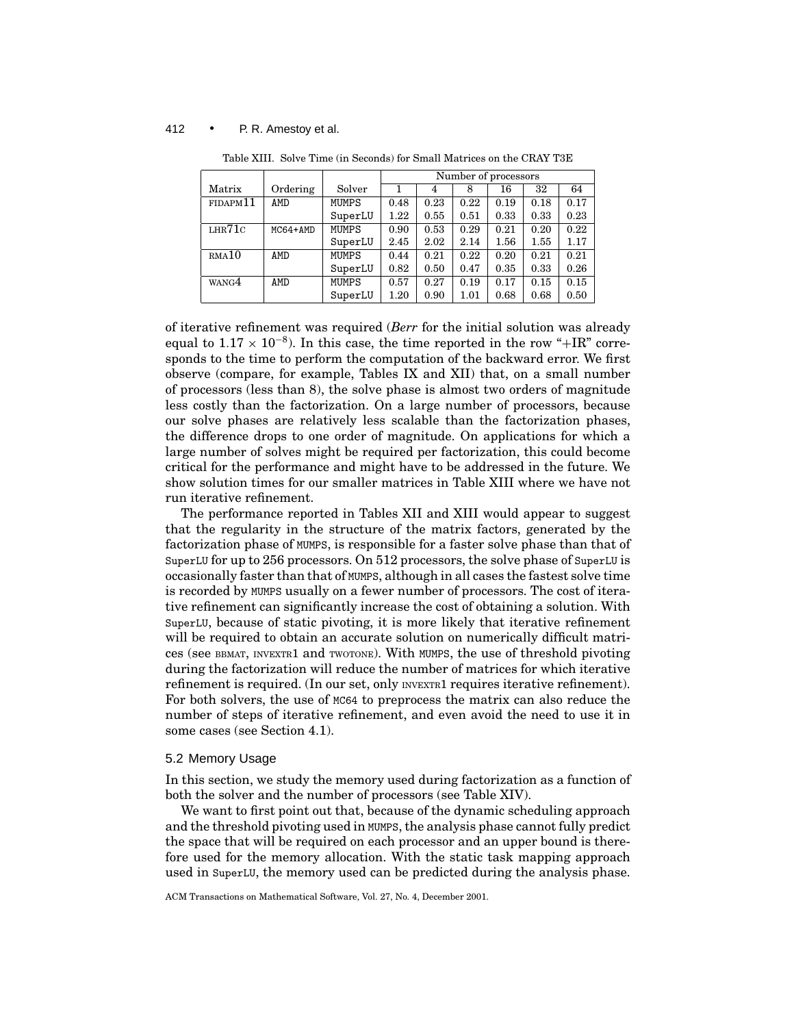Table XIII. Solve Time (in Seconds) for Small Matrices on the CRAY T3E

| | | | Number of processors | | | | | |
|---|---|---|---|---|---|---|---|---|
| Matrix | Ordering | Solver | 1 | 4 | 8 | 16 | 32 | 64 |
| FIDAPM11 | AMD | MUMPS | 0.48 | 0.23 | 0.22 | 0.19 | 0.18 | 0.17 |
| | | SuperLU | 1.22 | 0.55 | 0.51 | 0.33 | 0.33 | 0.23 |
| LHR71C | MC64+AMD | MUMPS | 0.90 | 0.53 | 0.29 | 0.21 | 0.20 | 0.22 |
| | | SuperLU | 2.45 | 2.02 | 2.14 | 1.56 | 1.55 | 1.17 |
| RMA10 | AMD | MUMPS | 0.44 | 0.21 | 0.22 | 0.20 | 0.21 | 0.21 |
| | | SuperLU | 0.82 | 0.50 | 0.47 | 0.35 | 0.33 | 0.26 |
| WANG4 | AMD | MUMPS | 0.57 | 0.27 | 0.19 | 0.17 | 0.15 | 0.15 |
| | | SuperLU | 1.20 | 0.90 | 1.01 | 0.68 | 0.68 | 0.50 |

of iterative refinement was required (*Berr* for the initial solution was already equal to $1.17 \times 10^{-8}$). In this case, the time reported in the row "+IR" corresponds to the time to perform the computation of the backward error. We first observe (compare, for example, Tables IX and XII) that, on a small number of processors (less than 8), the solve phase is almost two orders of magnitude less costly than the factorization. On a large number of processors, because our solve phases are relatively less scalable than the factorization phases, the difference drops to one order of magnitude. On applications for which a large number of solves might be required per factorization, this could become critical for the performance and might have to be addressed in the future. We show solution times for our smaller matrices in Table XIII where we have not run iterative refinement.

The performance reported in Tables XII and XIII would appear to suggest that the regularity in the structure of the matrix factors, generated by the factorization phase of MUMPS, is responsible for a faster solve phase than that of SuperLU for up to 256 processors. On 512 processors, the solve phase of SuperLU is occasionally faster than that of MUMPS, although in all cases the fastest solve time is recorded by MUMPS usually on a fewer number of processors. The cost of iterative refinement can significantly increase the cost of obtaining a solution. With SuperLU, because of static pivoting, it is more likely that iterative refinement will be required to obtain an accurate solution on numerically difficult matrices (see BBMAT, INVEXTR1 and TWOTONE). With MUMPS, the use of threshold pivoting during the factorization will reduce the number of matrices for which iterative refinement is required. (In our set, only INVEXTR1 requires iterative refinement). For both solvers, the use of MC64 to preprocess the matrix can also reduce the number of steps of iterative refinement, and even avoid the need to use it in some cases (see Section 4.1).

### 5.2 Memory Usage

In this section, we study the memory used during factorization as a function of both the solver and the number of processors (see Table XIV).

We want to first point out that, because of the dynamic scheduling approach and the threshold pivoting used in MUMPS, the analysis phase cannot fully predict the space that will be required on each processor and an upper bound is therefore used for the memory allocation. With the static task mapping approach used in SuperLU, the memory used can be predicted during the analysis phase.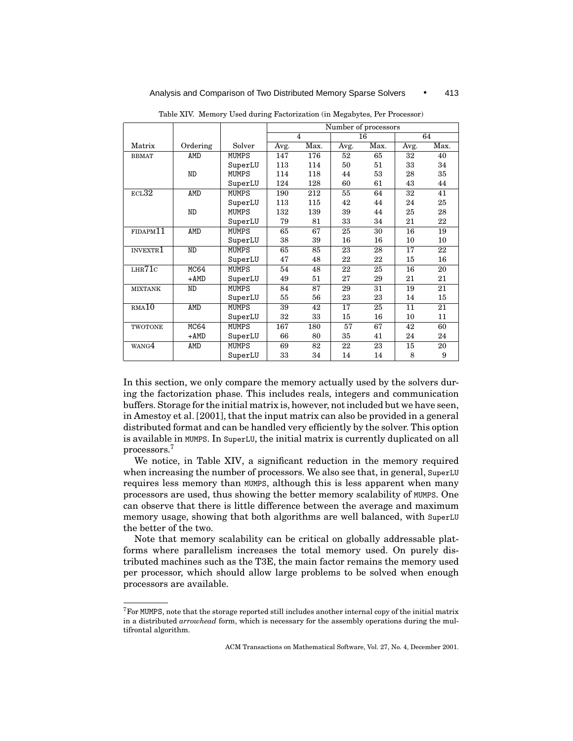Table XIV. Memory Used during Factorization (in Megabytes, Per Processor)

| | | | Number of processors | | | | | |
|---|---|---|---|---|---|---|---|---|
| | | | 4 | | 16 | | 64 | |
| Matrix | Ordering | Solver | Avg. | Max. | Avg. | Max. | Avg. | Max. |
| BBMAT | AMD | MUMPS | 147 | 176 | 52 | 65 | 32 | 40 |
| | | SuperLU | 113 | 114 | 50 | 51 | 33 | 34 |
| | ND | MUMPS | 114 | 118 | 44 | 53 | 28 | 35 |
| | | SuperLU | 124 | 128 | 60 | 61 | 43 | 44 |
| ECL32 | AMD | MUMPS | 190 | 212 | 55 | 64 | 32 | 41 |
| | | SuperLU | 113 | 115 | 42 | 44 | 24 | 25 |
| | ND | MUMPS | 132 | 139 | 39 | 44 | 25 | 28 |
| | | SuperLU | 79 | 81 | 33 | 34 | 21 | 22 |
| FIDAPM11 | AMD | MUMPS | 65 | 67 | 25 | 30 | 16 | 19 |
| | | SuperLU | 38 | 39 | 16 | 16 | 10 | 10 |
| INVEXTR1 | ND | MUMPS | 65 | 85 | 23 | 28 | 17 | 22 |
| | | SuperLU | 47 | 48 | 22 | 22 | 15 | 16 |
| LHR71C | MC64 | MUMPS | 54 | 48 | 22 | 25 | 16 | 20 |
| | +AMD | SuperLU | 49 | 51 | 27 | 29 | 21 | 21 |
| MIXTANK | ND | MUMPS | 84 | 87 | 29 | 31 | 19 | 21 |
| | | SuperLU | 55 | 56 | 23 | 23 | 14 | 15 |
| RMA10 | AMD | MUMPS | 39 | 42 | 17 | 25 | 11 | 21 |
| | | SuperLU | 32 | 33 | 15 | 16 | 10 | 11 |
| TWOTONE | MC64 | MUMPS | 167 | 180 | 57 | 67 | 42 | 60 |
| | +AMD | SuperLU | 66 | 80 | 35 | 41 | 24 | 24 |
| WANG4 | AMD | MUMPS | 69 | 82 | 22 | 23 | 15 | 20 |
| | | SuperLU | 33 | 34 | 14 | 14 | 8 | 9 |

In this section, we only compare the memory actually used by the solvers during the factorization phase. This includes reals, integers and communication buffers. Storage for the initial matrix is, however, not included but we have seen, in Amestoy et al. [2001], that the input matrix can also be provided in a general distributed format and can be handled very efficiently by the solver. This option is available in MUMPS. In SuperLU, the initial matrix is currently duplicated on all processors.[7]

We notice, in Table XIV, a significant reduction in the memory required when increasing the number of processors. We also see that, in general, SuperLU requires less memory than MUMPS, although this is less apparent when many processors are used, thus showing the better memory scalability of MUMPS. One can observe that there is little difference between the average and maximum memory usage, showing that both algorithms are well balanced, with SuperLU the better of the two.

Note that memory scalability can be critical on globally addressable platforms where parallelism increases the total memory used. On purely distributed machines such as the T3E, the main factor remains the memory used per processor, which should allow large problems to be solved when enough processors are available.

[7] For MUMPS, note that the storage reported still includes another internal copy of the initial matrix in a distributed *arrowhead* form, which is necessary for the assembly operations during the multifrontal algorithm.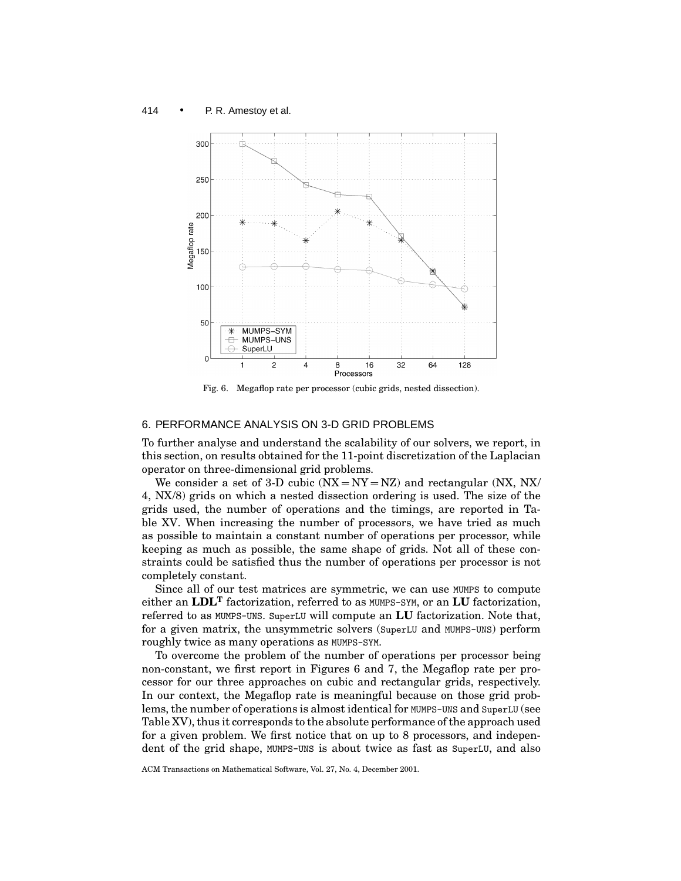Fig. 6. Megaflop rate per processor (cubic grids, nested dissection).

## 6. PERFORMANCE ANALYSIS ON 3-D GRID PROBLEMS

To further analyse and understand the scalability of our solvers, we report, in this section, on results obtained for the 11-point discretization of the Laplacian operator on three-dimensional grid problems.

We consider a set of 3-D cubic (NX = NY = NZ) and rectangular (NX, NX/4, NX/8) grids on which a nested dissection ordering is used. The size of the grids used, the number of operations and the timings, are reported in Table XV. When increasing the number of processors, we have tried as much as possible to maintain a constant number of operations per processor, while keeping as much as possible, the same shape of grids. Not all of these constraints could be satisfied thus the number of operations per processor is not completely constant.

Since all of our test matrices are symmetric, we can use MUMPS to compute either an $\mathbf{LDL^T}$ factorization, referred to as MUMPS-SYM, or an **LU** factorization, referred to as MUMPS-UNS. SuperLU will compute an **LU** factorization. Note that, for a given matrix, the unsymmetric solvers (SuperLU and MUMPS-UNS) perform roughly twice as many operations as MUMPS-SYM.

To overcome the problem of the number of operations per processor being non-constant, we first report in Figures 6 and 7, the Megaflop rate per processor for our three approaches on cubic and rectangular grids, respectively. In our context, the Megaflop rate is meaningful because on those grid problems, the number of operations is almost identical for MUMPS-UNS and SuperLU (see Table XV), thus it corresponds to the absolute performance of the approach used for a given problem. We first notice that on up to 8 processors, and independent of the grid shape, MUMPS-UNS is about twice as fast as SuperLU, and also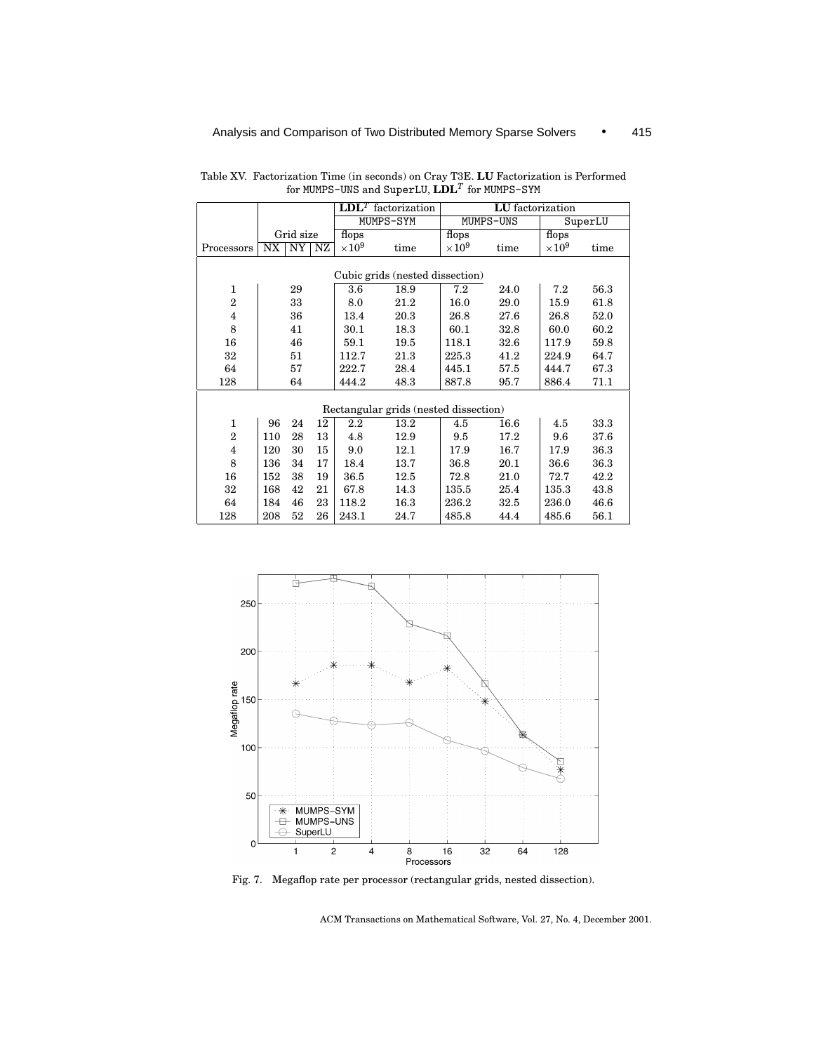Table XV. Factorization Time (in seconds) on Cray T3E. **LU** Factorization is Performed for MUMPS-UNS and SuperLU, $\mathbf{LDL}^T$ for MUMPS-SYM

| | | | | $\mathbf{LDL}^T$ factorization | | **LU** factorization | | | |
|---|---|---|---|---|---|---|---|---|---|
| | | | | MUMPS-SYM | | MUMPS-UNS | | SuperLU | |
| | Grid size | | | flops | | flops | | flops | |
| Processors | NX | NY | NZ | $\times 10^9$ | time | $\times 10^9$ | time | $\times 10^9$ | time |
| Cubic grids (nested dissection) | | | | | | | | | |
| 1 | | 29 | | 3.6 | 18.9 | 7.2 | 24.0 | 7.2 | 56.3 |
| 2 | | 33 | | 8.0 | 21.2 | 16.0 | 29.0 | 15.9 | 61.8 |
| 4 | | 36 | | 13.4 | 20.3 | 26.8 | 27.6 | 26.8 | 52.0 |
| 8 | | 41 | | 30.1 | 18.3 | 60.1 | 32.8 | 60.0 | 60.2 |
| 16 | | 46 | | 59.1 | 19.5 | 118.1 | 32.6 | 117.9 | 59.8 |
| 32 | | 51 | | 112.7 | 21.3 | 225.3 | 41.2 | 224.9 | 64.7 |
| 64 | | 57 | | 222.7 | 28.4 | 445.1 | 57.5 | 444.7 | 67.3 |
| 128 | | 64 | | 444.2 | 48.3 | 887.8 | 95.7 | 886.4 | 71.1 |
| Rectangular grids (nested dissection) | | | | | | | | | |
| 1 | 96 | 24 | 12 | 2.2 | 13.2 | 4.5 | 16.6 | 4.5 | 33.3 |
| 2 | 110 | 28 | 13 | 4.8 | 12.9 | 9.5 | 17.2 | 9.6 | 37.6 |
| 4 | 120 | 30 | 15 | 9.0 | 12.1 | 17.9 | 16.7 | 17.9 | 36.3 |
| 8 | 136 | 34 | 17 | 18.4 | 13.7 | 36.8 | 20.1 | 36.6 | 36.3 |
| 16 | 152 | 38 | 19 | 36.5 | 12.5 | 72.8 | 21.0 | 72.7 | 42.2 |
| 32 | 168 | 42 | 21 | 67.8 | 14.3 | 135.5 | 25.4 | 135.3 | 43.8 |
| 64 | 184 | 46 | 23 | 118.2 | 16.3 | 236.2 | 32.5 | 236.0 | 46.6 |
| 128 | 208 | 52 | 26 | 243.1 | 24.7 | 485.8 | 44.4 | 485.6 | 56.1 |

Fig. 7. Megaflop rate per processor (rectangular grids, nested dissection).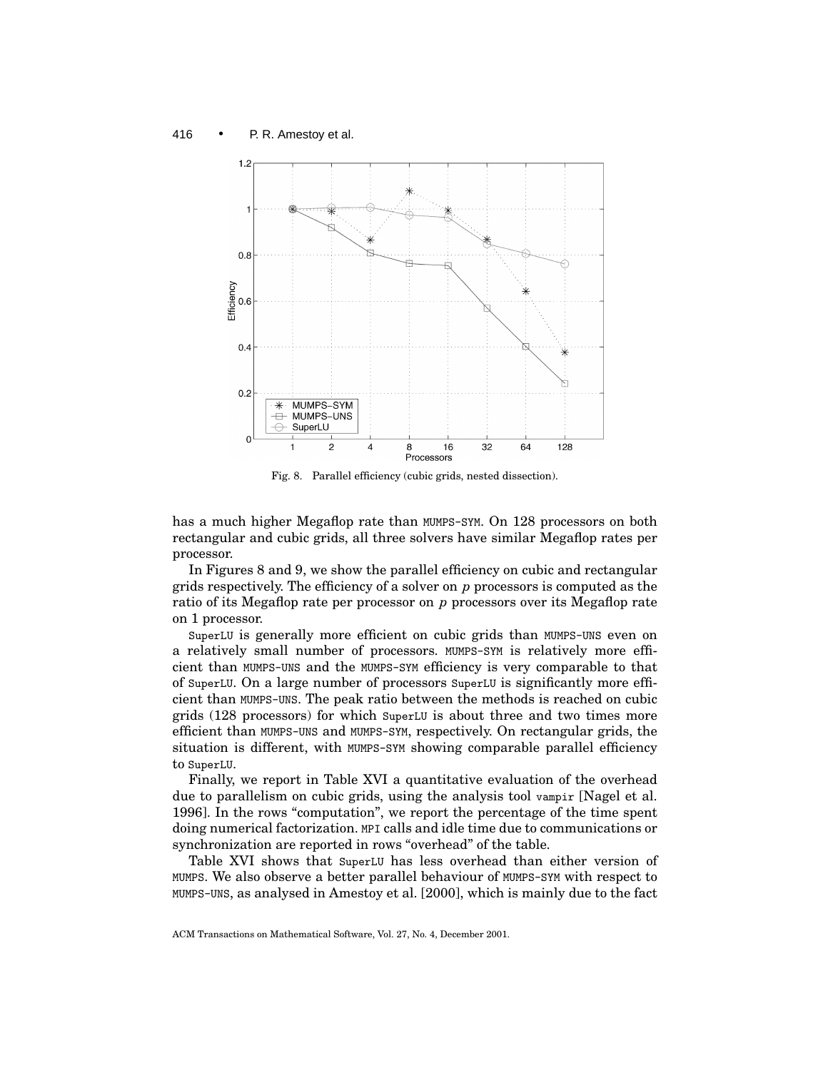Fig. 8. Parallel efficiency (cubic grids, nested dissection).

has a much higher Megaflop rate than MUMPS-SYM. On 128 processors on both rectangular and cubic grids, all three solvers have similar Megaflop rates per processor.

In Figures 8 and 9, we show the parallel efficiency on cubic and rectangular grids respectively. The efficiency of a solver on $p$ processors is computed as the ratio of its Megaflop rate per processor on $p$ processors over its Megaflop rate on 1 processor.

SuperLU is generally more efficient on cubic grids than MUMPS-UNS even on a relatively small number of processors. MUMPS-SYM is relatively more efficient than MUMPS-UNS and the MUMPS-SYM efficiency is very comparable to that of SuperLU. On a large number of processors SuperLU is significantly more efficient than MUMPS-UNS. The peak ratio between the methods is reached on cubic grids (128 processors) for which SuperLU is about three and two times more efficient than MUMPS-UNS and MUMPS-SYM, respectively. On rectangular grids, the situation is different, with MUMPS-SYM showing comparable parallel efficiency to SuperLU.

Finally, we report in Table XVI a quantitative evaluation of the overhead due to parallelism on cubic grids, using the analysis tool vampir [Nagel et al. 1996]. In the rows "computation", we report the percentage of the time spent doing numerical factorization. MPI calls and idle time due to communications or synchronization are reported in rows "overhead" of the table.

Table XVI shows that SuperLU has less overhead than either version of MUMPS. We also observe a better parallel behaviour of MUMPS-SYM with respect to MUMPS-UNS, as analysed in Amestoy et al. [2000], which is mainly due to the fact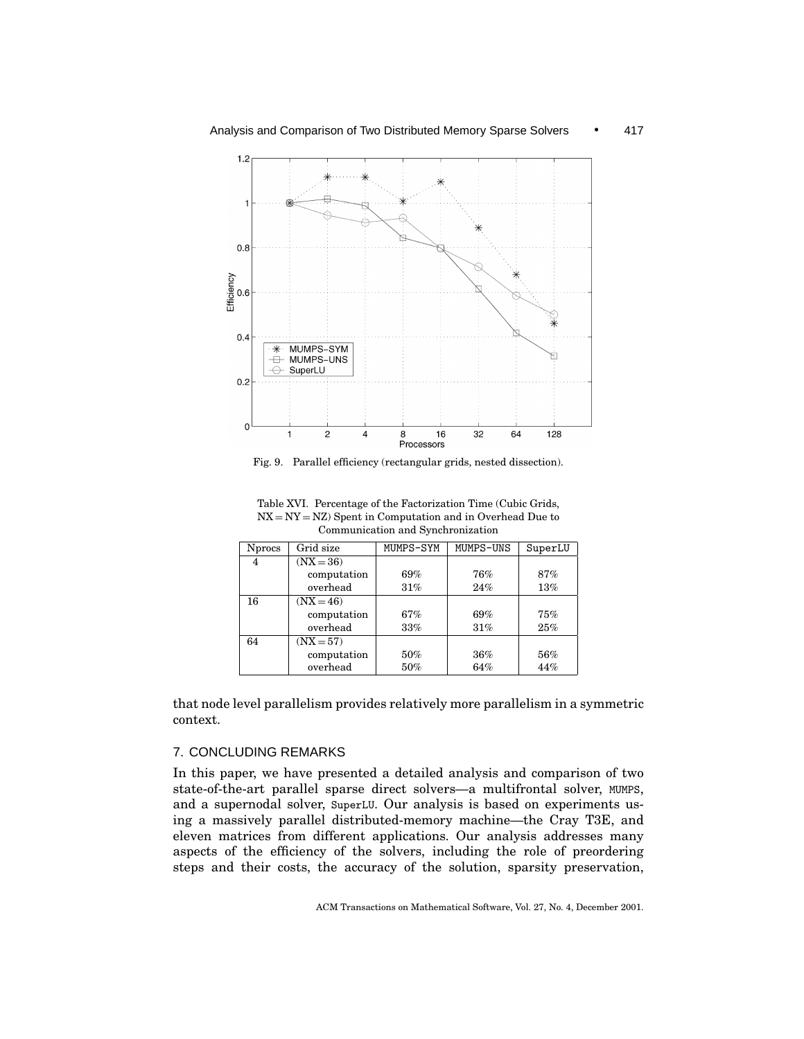Fig. 9. Parallel efficiency (rectangular grids, nested dissection).

Table XVI. Percentage of the Factorization Time (Cubic Grids, NX = NY = NZ) Spent in Computation and in Overhead Due to Communication and Synchronization

| Nprocs | Grid size | MUMPS-SYM | MUMPS-UNS | SuperLU |
|---|---|---|---|---|
| 4 | (NX = 36) | | | |
| | computation | 69% | 76% | 87% |
| | overhead | 31% | 24% | 13% |
| 16 | (NX = 46) | | | |
| | computation | 67% | 69% | 75% |
| | overhead | 33% | 31% | 25% |
| 64 | (NX = 57) | | | |
| | computation | 50% | 36% | 56% |
| | overhead | 50% | 64% | 44% |

that node level parallelism provides relatively more parallelism in a symmetric context.

## 7. CONCLUDING REMARKS

In this paper, we have presented a detailed analysis and comparison of two state-of-the-art parallel sparse direct solvers—a multifrontal solver, MUMPS, and a supernodal solver, SuperLU. Our analysis is based on experiments using a massively parallel distributed-memory machine—the Cray T3E, and eleven matrices from different applications. Our analysis addresses many aspects of the efficiency of the solvers, including the role of preordering steps and their costs, the accuracy of the solution, sparsity preservation,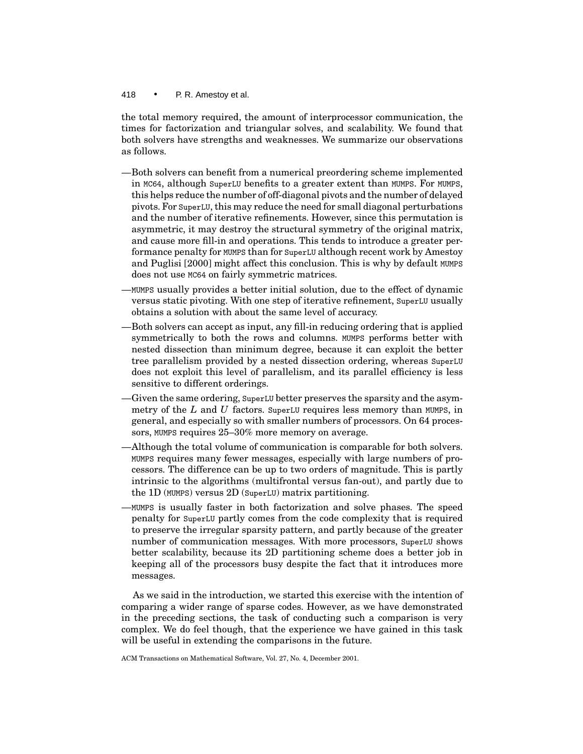the total memory required, the amount of interprocessor communication, the times for factorization and triangular solves, and scalability. We found that both solvers have strengths and weaknesses. We summarize our observations as follows.

—Both solvers can benefit from a numerical preordering scheme implemented in MC64, although SuperLU benefits to a greater extent than MUMPS. For MUMPS, this helps reduce the number of off-diagonal pivots and the number of delayed pivots. For SuperLU, this may reduce the need for small diagonal perturbations and the number of iterative refinements. However, since this permutation is asymmetric, it may destroy the structural symmetry of the original matrix, and cause more fill-in and operations. This tends to introduce a greater performance penalty for MUMPS than for SuperLU although recent work by Amestoy and Puglisi [2000] might affect this conclusion. This is why by default MUMPS does not use MC64 on fairly symmetric matrices.

—MUMPS usually provides a better initial solution, due to the effect of dynamic versus static pivoting. With one step of iterative refinement, SuperLU usually obtains a solution with about the same level of accuracy.

—Both solvers can accept as input, any fill-in reducing ordering that is applied symmetrically to both the rows and columns. MUMPS performs better with nested dissection than minimum degree, because it can exploit the better tree parallelism provided by a nested dissection ordering, whereas SuperLU does not exploit this level of parallelism, and its parallel efficiency is less sensitive to different orderings.

—Given the same ordering, SuperLU better preserves the sparsity and the asymmetry of the $L$ and $U$ factors. SuperLU requires less memory than MUMPS, in general, and especially so with smaller numbers of processors. On 64 processors, MUMPS requires 25–30% more memory on average.

—Although the total volume of communication is comparable for both solvers. MUMPS requires many fewer messages, especially with large numbers of processors. The difference can be up to two orders of magnitude. This is partly intrinsic to the algorithms (multifrontal versus fan-out), and partly due to the 1D (MUMPS) versus 2D (SuperLU) matrix partitioning.

—MUMPS is usually faster in both factorization and solve phases. The speed penalty for SuperLU partly comes from the code complexity that is required to preserve the irregular sparsity pattern, and partly because of the greater number of communication messages. With more processors, SuperLU shows better scalability, because its 2D partitioning scheme does a better job in keeping all of the processors busy despite the fact that it introduces more messages.

As we said in the introduction, we started this exercise with the intention of comparing a wider range of sparse codes. However, as we have demonstrated in the preceding sections, the task of conducting such a comparison is very complex. We do feel though, that the experience we have gained in this task will be useful in extending the comparisons in the future.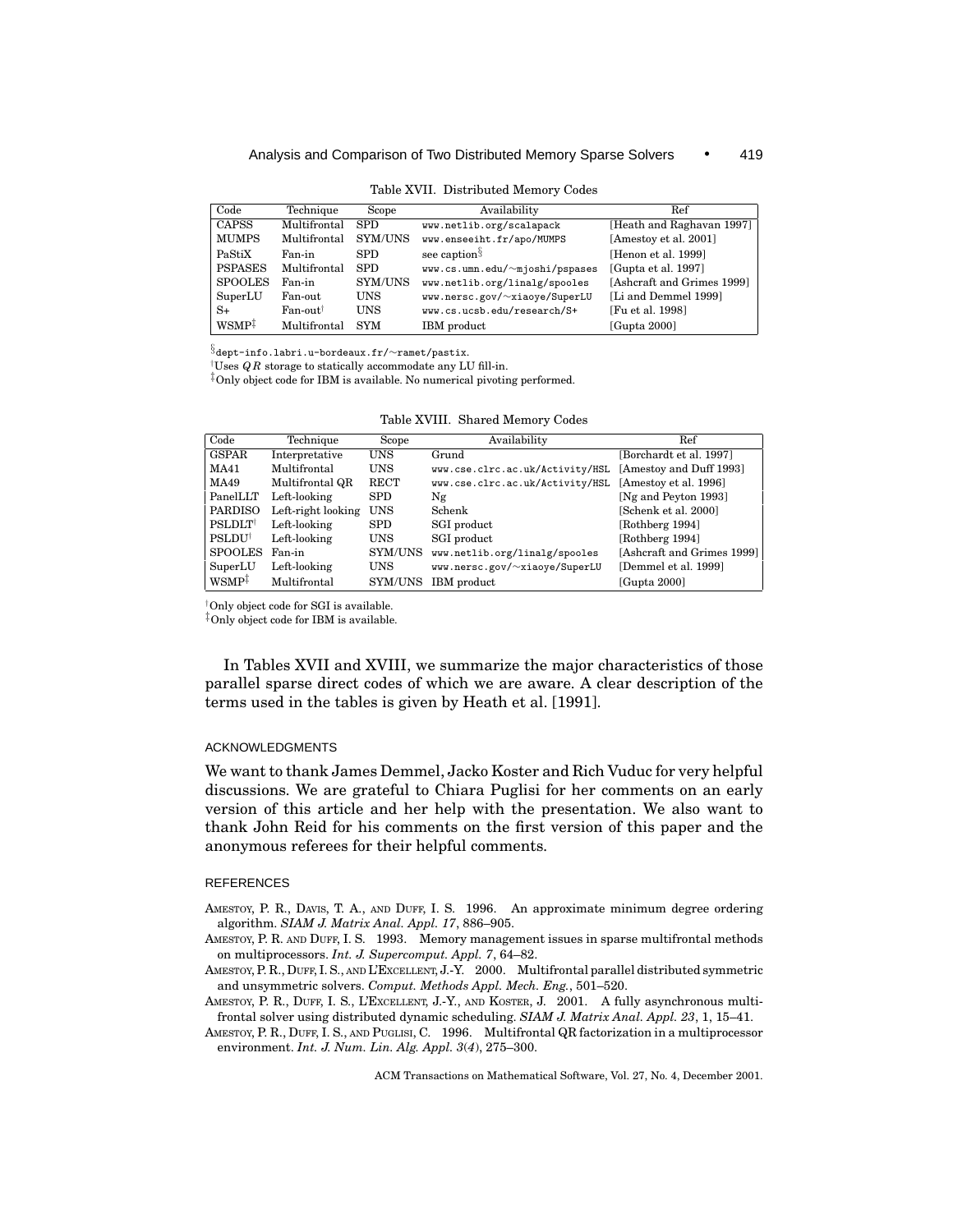Table XVII. Distributed Memory Codes

| Code | Technique | Scope | Availability | Ref |
|---|---|---|---|---|
| CAPSS | Multifrontal | SPD | www.netlib.org/scalapack | [Heath and Raghavan 1997] |
| MUMPS | Multifrontal | SYM/UNS | www.enseeiht.fr/apo/MUMPS | [Amestoy et al. 2001] |
| PaStiX | Fan-in | SPD | see caption§ | [Henon et al. 1999] |
| PSPASES | Multifrontal | SPD | www.cs.umn.edu/~mjoshi/pspases | [Gupta et al. 1997] |
| SPOOLES | Fan-in | SYM/UNS | www.netlib.org/linalg/spooles | [Ashcraft and Grimes 1999] |
| SuperLU | Fan-out | UNS | www.nersc.gov/~xiaoye/SuperLU | [Li and Demmel 1999] |
| S+ | Fan-out† | UNS | www.cs.ucsb.edu/research/S+ | [Fu et al. 1998] |
| WSMP‡ | Multifrontal | SYM | IBM product | [Gupta 2000] |

§dept-info.labri.u-bordeaux.fr/~ramet/pastix.

†Uses $QR$ storage to statically accommodate any LU fill-in.

‡Only object code for IBM is available. No numerical pivoting performed.

Table XVIII. Shared Memory Codes

| Code | Technique | Scope | Availability | Ref |
|---|---|---|---|---|
| GSPAR | Interpretative | UNS | Grund | [Borchardt et al. 1997] |
| MA41 | Multifrontal | UNS | www.cse.clrc.ac.uk/Activity/HSL | [Amestoy and Duff 1993] |
| MA49 | Multifrontal QR | RECT | www.cse.clrc.ac.uk/Activity/HSL | [Amestoy et al. 1996] |
| PanelLLT | Left-looking | SPD | Ng | [Ng and Peyton 1993] |
| PARDISO | Left-right looking | UNS | Schenk | [Schenk et al. 2000] |
| PSLDLT† | Left-looking | SPD | SGI product | [Rothberg 1994] |
| PSLDU† | Left-looking | UNS | SGI product | [Rothberg 1994] |
| SPOOLES | Fan-in | SYM/UNS | www.netlib.org/linalg/spooles | [Ashcraft and Grimes 1999] |
| SuperLU | Left-looking | UNS | www.nersc.gov/~xiaoye/SuperLU | [Demmel et al. 1999] |
| WSMP‡ | Multifrontal | SYM/UNS | IBM product | [Gupta 2000] |

†Only object code for SGI is available.

‡Only object code for IBM is available.

In Tables XVII and XVIII, we summarize the major characteristics of those parallel sparse direct codes of which we are aware. A clear description of the terms used in the tables is given by Heath et al. [1991].

## ACKNOWLEDGMENTS

We want to thank James Demmel, Jacko Koster and Rich Vuduc for very helpful discussions. We are grateful to Chiara Puglisi for her comments on an early version of this article and her help with the presentation. We also want to thank John Reid for his comments on the first version of this paper and the anonymous referees for their helpful comments.

## REFERENCES

AMESTOY, P. R., DAVIS, T. A., AND DUFF, I. S. 1996. An approximate minimum degree ordering algorithm. *SIAM J. Matrix Anal. Appl. 17*, 886–905.

AMESTOY, P. R. AND DUFF, I. S. 1993. Memory management issues in sparse multifrontal methods on multiprocessors. *Int. J. Supercomput. Appl. 7*, 64–82.

AMESTOY, P. R., DUFF, I. S., AND L'EXCELLENT, J.-Y. 2000. Multifrontal parallel distributed symmetric and unsymmetric solvers. *Comput. Methods Appl. Mech. Eng.*, 501–520.

AMESTOY, P. R., DUFF, I. S., L'EXCELLENT, J.-Y., AND KOSTER, J. 2001. A fully asynchronous multifrontal solver using distributed dynamic scheduling. *SIAM J. Matrix Anal. Appl. 23*, 1, 15–41.

AMESTOY, P. R., DUFF, I. S., AND PUGLISI, C. 1996. Multifrontal QR factorization in a multiprocessor environment. *Int. J. Num. Lin. Alg. Appl. 3(4)*, 275–300.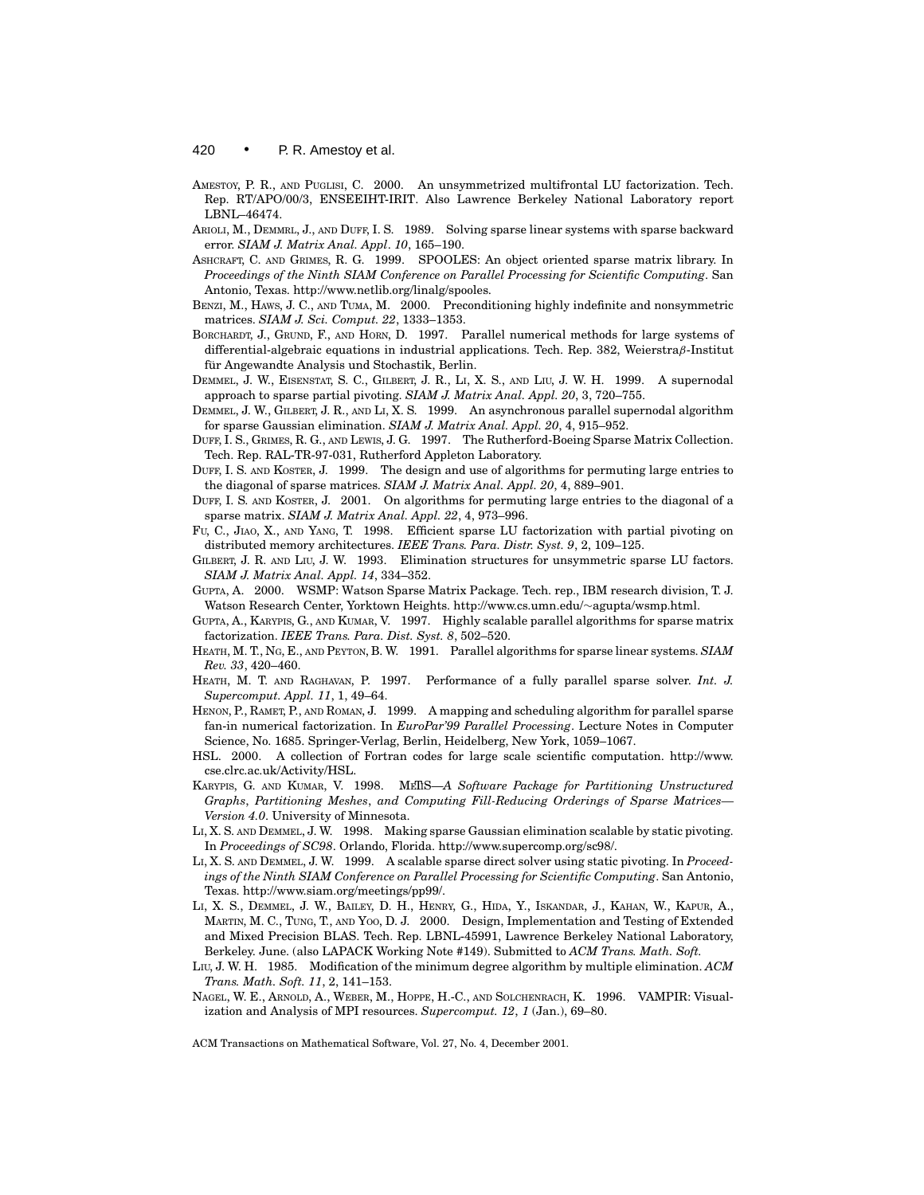AMESTOY, P. R., AND PUGLISI, C. 2000. An unsymmetrized multifrontal LU factorization. Tech. Rep. RT/APO/00/3, ENSEEIHT-IRIT. Also Lawrence Berkeley National Laboratory report LBNL–46474.

ARIOLI, M., DEMMRL, J., AND DUFF, I. S. 1989. Solving sparse linear systems with sparse backward error. *SIAM J. Matrix Anal. Appl. 10*, 165–190.

ASHCRAFT, C. AND GRIMES, R. G. 1999. SPOOLES: An object oriented sparse matrix library. In *Proceedings of the Ninth SIAM Conference on Parallel Processing for Scientific Computing*. San Antonio, Texas. http://www.netlib.org/linalg/spooles.

BENZI, M., HAWS, J. C., AND TUMA, M. 2000. Preconditioning highly indefinite and nonsymmetric matrices. *SIAM J. Sci. Comput. 22*, 1333–1353.

BORCHARDT, J., GRUND, F., AND HORN, D. 1997. Parallel numerical methods for large systems of differential-algebraic equations in industrial applications. Tech. Rep. 382, Weierstra$\beta$-Institut für Angewandte Analysis und Stochastik, Berlin.

DEMMEL, J. W., EISENSTAT, S. C., GILBERT, J. R., LI, X. S., AND LIU, J. W. H. 1999. A supernodal approach to sparse partial pivoting. *SIAM J. Matrix Anal. Appl. 20*, 3, 720–755.

DEMMEL, J. W., GILBERT, J. R., AND LI, X. S. 1999. An asynchronous parallel supernodal algorithm for sparse Gaussian elimination. *SIAM J. Matrix Anal. Appl. 20*, 4, 915–952.

DUFF, I. S., GRIMES, R. G., AND LEWIS, J. G. 1997. The Rutherford-Boeing Sparse Matrix Collection. Tech. Rep. RAL-TR-97-031, Rutherford Appleton Laboratory.

DUFF, I. S. AND KOSTER, J. 1999. The design and use of algorithms for permuting large entries to the diagonal of sparse matrices. *SIAM J. Matrix Anal. Appl. 20*, 4, 889–901.

DUFF, I. S. AND KOSTER, J. 2001. On algorithms for permuting large entries to the diagonal of a sparse matrix. *SIAM J. Matrix Anal. Appl. 22*, 4, 973–996.

FU, C., JIAO, X., AND YANG, T. 1998. Efficient sparse LU factorization with partial pivoting on distributed memory architectures. *IEEE Trans. Para. Distr. Syst. 9*, 2, 109–125.

GILBERT, J. R. AND LIU, J. W. 1993. Elimination structures for unsymmetric sparse LU factors. *SIAM J. Matrix Anal. Appl. 14*, 334–352.

GUPTA, A. 2000. WSMP: Watson Sparse Matrix Package. Tech. rep., IBM research division, T. J. Watson Research Center, Yorktown Heights. http://www.cs.umn.edu/~agupta/wsmp.html.

GUPTA, A., KARYPIS, G., AND KUMAR, V. 1997. Highly scalable parallel algorithms for sparse matrix factorization. *IEEE Trans. Para. Dist. Syst. 8*, 502–520.

HEATH, M. T., NG, E., AND PEYTON, B. W. 1991. Parallel algorithms for sparse linear systems. *SIAM Rev. 33*, 420–460.

HEATH, M. T. AND RAGHAVAN, P. 1997. Performance of a fully parallel sparse solver. *Int. J. Supercomput. Appl. 11*, 1, 49–64.

HENON, P., RAMET, P., AND ROMAN, J. 1999. A mapping and scheduling algorithm for parallel sparse fan-in numerical factorization. In *EuroPar'99 Parallel Processing*. Lecture Notes in Computer Science, No. 1685. Springer-Verlag, Berlin, Heidelberg, New York, 1059–1067.

HSL. 2000. A collection of Fortran codes for large scale scientific computation. http://www.cse.clrc.ac.uk/Activity/HSL.

KARYPIS, G. AND KUMAR, V. 1998. METIS—*A Software Package for Partitioning Unstructured Graphs, Partitioning Meshes, and Computing Fill-Reducing Orderings of Sparse Matrices—Version 4.0*. University of Minnesota.

LI, X. S. AND DEMMEL, J. W. 1998. Making sparse Gaussian elimination scalable by static pivoting. In *Proceedings of SC98*. Orlando, Florida. http://www.supercomp.org/sc98/.

LI, X. S. AND DEMMEL, J. W. 1999. A scalable sparse direct solver using static pivoting. In *Proceedings of the Ninth SIAM Conference on Parallel Processing for Scientific Computing*. San Antonio, Texas. http://www.siam.org/meetings/pp99/.

LI, X. S., DEMMEL, J. W., BAILEY, D. H., HENRY, G., HIDA, Y., ISKANDAR, J., KAHAN, W., KAPUR, A., MARTIN, M. C., TUNG, T., AND YOO, D. J. 2000. Design, Implementation and Testing of Extended and Mixed Precision BLAS. Tech. Rep. LBNL-45991, Lawrence Berkeley National Laboratory, Berkeley. June. (also LAPACK Working Note #149). Submitted to *ACM Trans. Math. Soft.*

LIU, J. W. H. 1985. Modification of the minimum degree algorithm by multiple elimination. *ACM Trans. Math. Soft. 11*, 2, 141–153.

NAGEL, W. E., ARNOLD, A., WEBER, M., HOPPE, H.-C., AND SOLCHENRACH, K. 1996. VAMPIR: Visualization and Analysis of MPI resources. *Supercomput. 12*, *1* (Jan.), 69–80.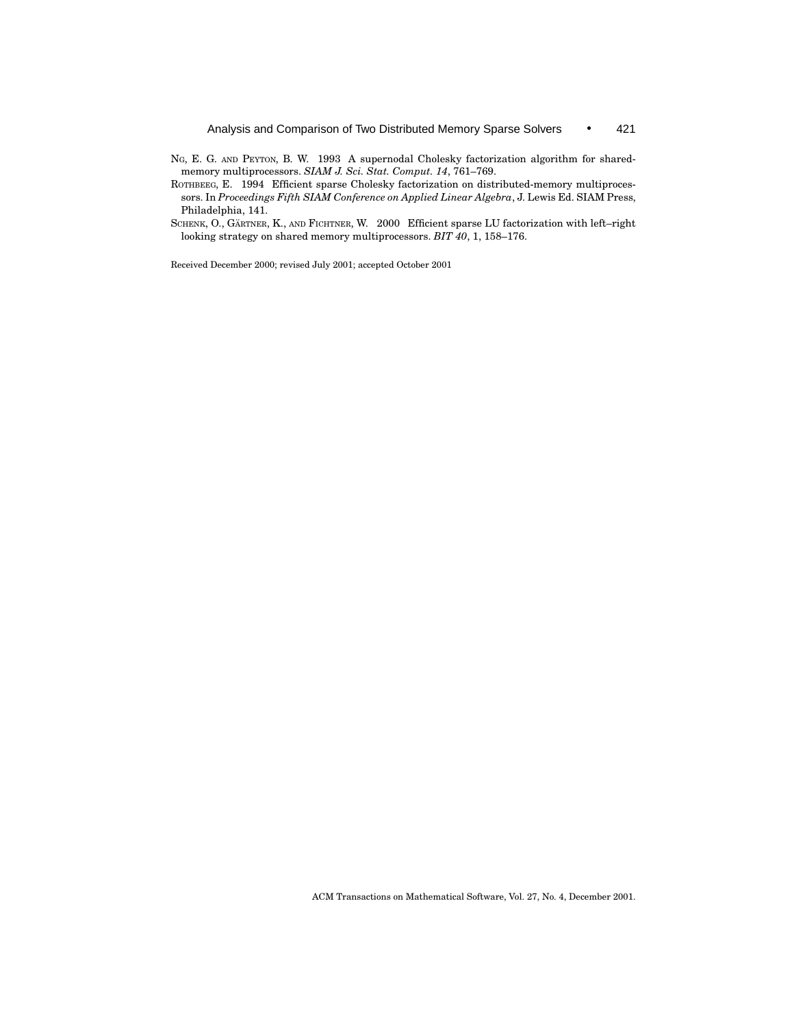NG, E. G. AND PEYTON, B. W. 1993 A supernodal Cholesky factorization algorithm for shared-memory multiprocessors. *SIAM J. Sci. Stat. Comput. 14*, 761–769.

ROTHBEEG, E. 1994 Efficient sparse Cholesky factorization on distributed-memory multiprocessors. In *Proceedings Fifth SIAM Conference on Applied Linear Algebra*, J. Lewis Ed. SIAM Press, Philadelphia, 141.

SCHENK, O., GÄRTNER, K., AND FICHTNER, W. 2000 Efficient sparse LU factorization with left–right looking strategy on shared memory multiprocessors. *BIT 40*, 1, 158–176.

Received December 2000; revised July 2001; accepted October 2001